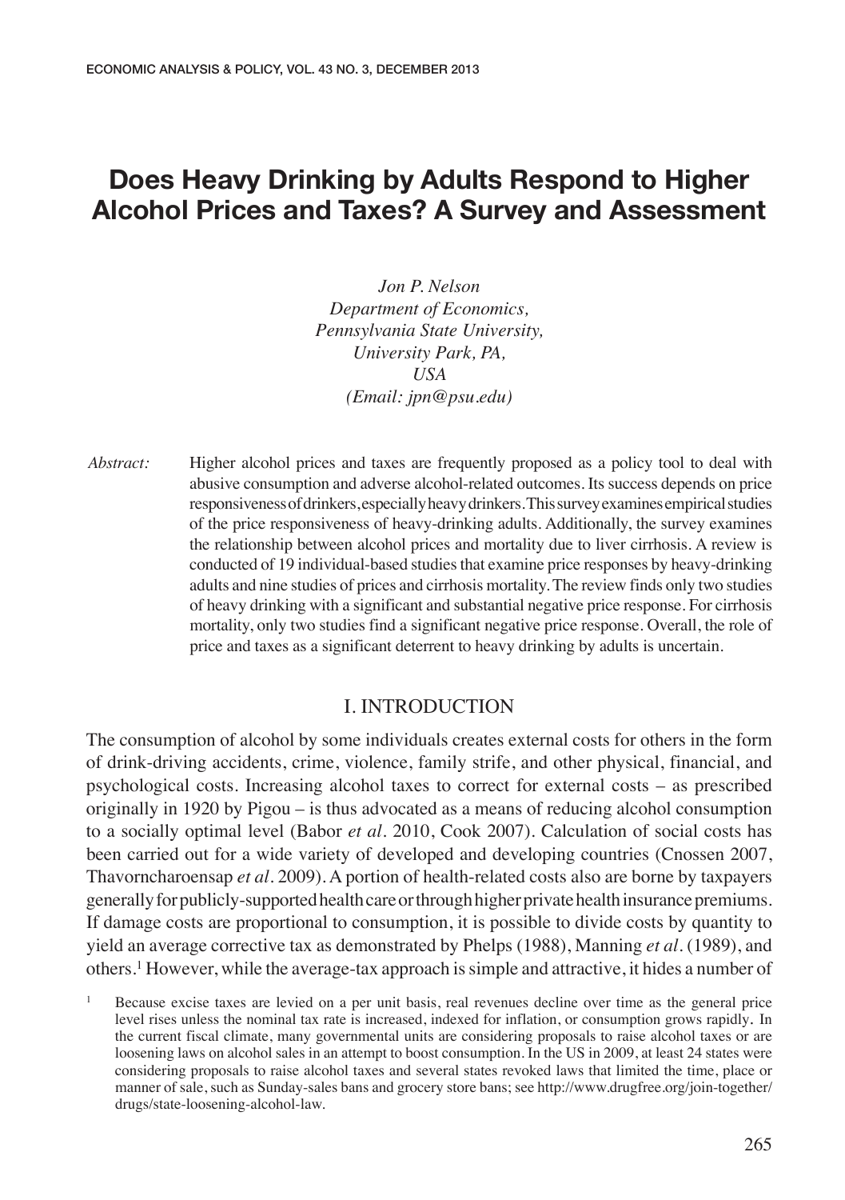# Does Heavy Drinking by Adults Respond to Higher Alcohol Prices and Taxes? A Survey and Assessment

*Jon P. Nelson*
*Department of Economics,*
*Pennsylvania State University,*
*University Park, PA,*
*USA*
*(Email: jpn@psu.edu)*

*Abstract:* Higher alcohol prices and taxes are frequently proposed as a policy tool to deal with abusive consumption and adverse alcohol-related outcomes. Its success depends on price responsiveness of drinkers, especially heavy drinkers. This survey examines empirical studies of the price responsiveness of heavy-drinking adults. Additionally, the survey examines the relationship between alcohol prices and mortality due to liver cirrhosis. A review is conducted of 19 individual-based studies that examine price responses by heavy-drinking adults and nine studies of prices and cirrhosis mortality. The review finds only two studies of heavy drinking with a significant and substantial negative price response. For cirrhosis mortality, only two studies find a significant negative price response. Overall, the role of price and taxes as a significant deterrent to heavy drinking by adults is uncertain.

## I. INTRODUCTION

The consumption of alcohol by some individuals creates external costs for others in the form of drink-driving accidents, crime, violence, family strife, and other physical, financial, and psychological costs. Increasing alcohol taxes to correct for external costs – as prescribed originally in 1920 by Pigou – is thus advocated as a means of reducing alcohol consumption to a socially optimal level (Babor *et al.* 2010, Cook 2007). Calculation of social costs has been carried out for a wide variety of developed and developing countries (Cnossen 2007, Thavorncharoensap *et al.* 2009). A portion of health-related costs also are borne by taxpayers generally for publicly-supported health care or through higher private health insurance premiums. If damage costs are proportional to consumption, it is possible to divide costs by quantity to yield an average corrective tax as demonstrated by Phelps (1988), Manning *et al.* (1989), and others.[1] However, while the average-tax approach is simple and attractive, it hides a number of

[1] Because excise taxes are levied on a per unit basis, real revenues decline over time as the general price level rises unless the nominal tax rate is increased, indexed for inflation, or consumption grows rapidly. In the current fiscal climate, many governmental units are considering proposals to raise alcohol taxes or are loosening laws on alcohol sales in an attempt to boost consumption. In the US in 2009, at least 24 states were considering proposals to raise alcohol taxes and several states revoked laws that limited the time, place or manner of sale, such as Sunday-sales bans and grocery store bans; see http://www.drugfree.org/join-together/drugs/state-loosening-alcohol-law.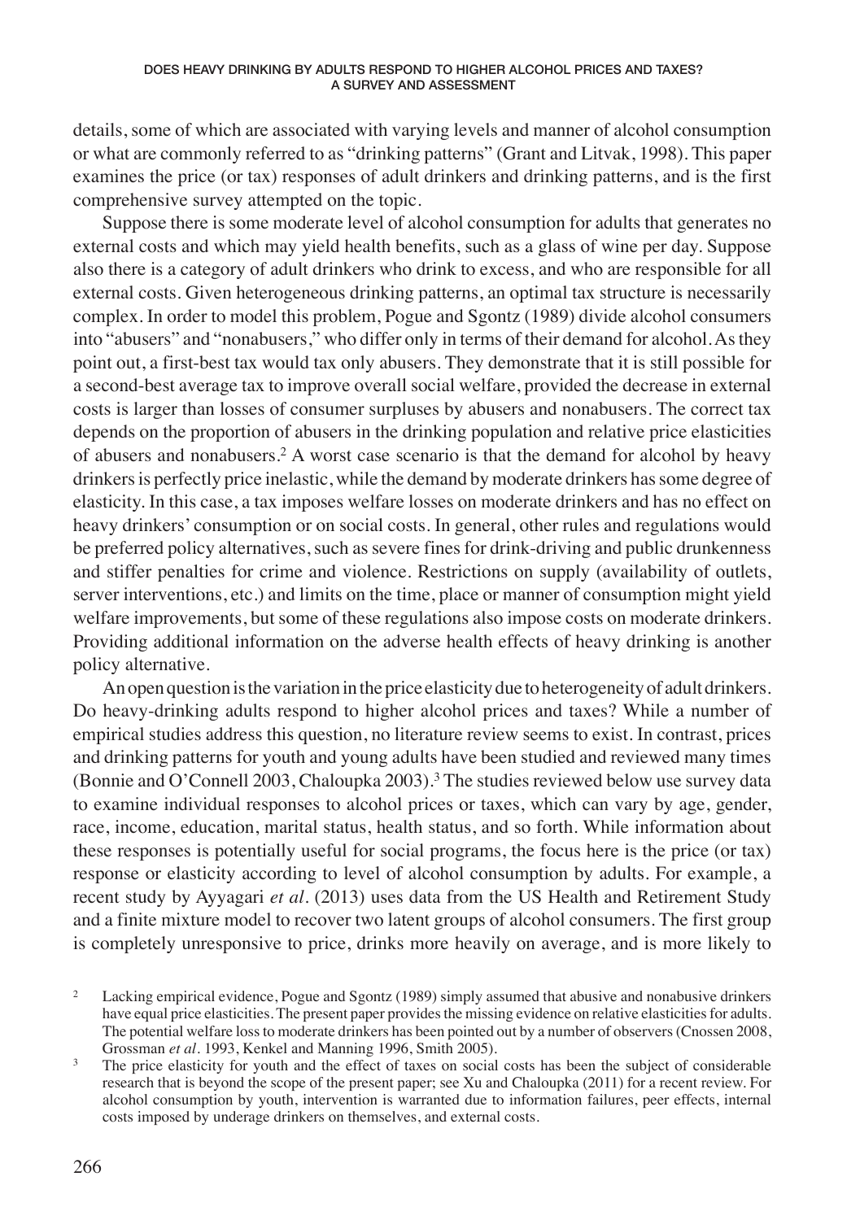details, some of which are associated with varying levels and manner of alcohol consumption or what are commonly referred to as "drinking patterns" (Grant and Litvak, 1998). This paper examines the price (or tax) responses of adult drinkers and drinking patterns, and is the first comprehensive survey attempted on the topic.

Suppose there is some moderate level of alcohol consumption for adults that generates no external costs and which may yield health benefits, such as a glass of wine per day. Suppose also there is a category of adult drinkers who drink to excess, and who are responsible for all external costs. Given heterogeneous drinking patterns, an optimal tax structure is necessarily complex. In order to model this problem, Pogue and Sgontz (1989) divide alcohol consumers into "abusers" and "nonabusers," who differ only in terms of their demand for alcohol. As they point out, a first-best tax would tax only abusers. They demonstrate that it is still possible for a second-best average tax to improve overall social welfare, provided the decrease in external costs is larger than losses of consumer surpluses by abusers and nonabusers. The correct tax depends on the proportion of abusers in the drinking population and relative price elasticities of abusers and nonabusers.[2] A worst case scenario is that the demand for alcohol by heavy drinkers is perfectly price inelastic, while the demand by moderate drinkers has some degree of elasticity. In this case, a tax imposes welfare losses on moderate drinkers and has no effect on heavy drinkers' consumption or on social costs. In general, other rules and regulations would be preferred policy alternatives, such as severe fines for drink-driving and public drunkenness and stiffer penalties for crime and violence. Restrictions on supply (availability of outlets, server interventions, etc.) and limits on the time, place or manner of consumption might yield welfare improvements, but some of these regulations also impose costs on moderate drinkers. Providing additional information on the adverse health effects of heavy drinking is another policy alternative.

An open question is the variation in the price elasticity due to heterogeneity of adult drinkers. Do heavy-drinking adults respond to higher alcohol prices and taxes? While a number of empirical studies address this question, no literature review seems to exist. In contrast, prices and drinking patterns for youth and young adults have been studied and reviewed many times (Bonnie and O'Connell 2003, Chaloupka 2003).[3] The studies reviewed below use survey data to examine individual responses to alcohol prices or taxes, which can vary by age, gender, race, income, education, marital status, health status, and so forth. While information about these responses is potentially useful for social programs, the focus here is the price (or tax) response or elasticity according to level of alcohol consumption by adults. For example, a recent study by Ayyagari *et al*. (2013) uses data from the US Health and Retirement Study and a finite mixture model to recover two latent groups of alcohol consumers. The first group is completely unresponsive to price, drinks more heavily on average, and is more likely to

[2] Lacking empirical evidence, Pogue and Sgontz (1989) simply assumed that abusive and nonabusive drinkers have equal price elasticities. The present paper provides the missing evidence on relative elasticities for adults. The potential welfare loss to moderate drinkers has been pointed out by a number of observers (Cnossen 2008, Grossman *et al*. 1993, Kenkel and Manning 1996, Smith 2005).

[3] The price elasticity for youth and the effect of taxes on social costs has been the subject of considerable research that is beyond the scope of the present paper; see Xu and Chaloupka (2011) for a recent review. For alcohol consumption by youth, intervention is warranted due to information failures, peer effects, internal costs imposed by underage drinkers on themselves, and external costs.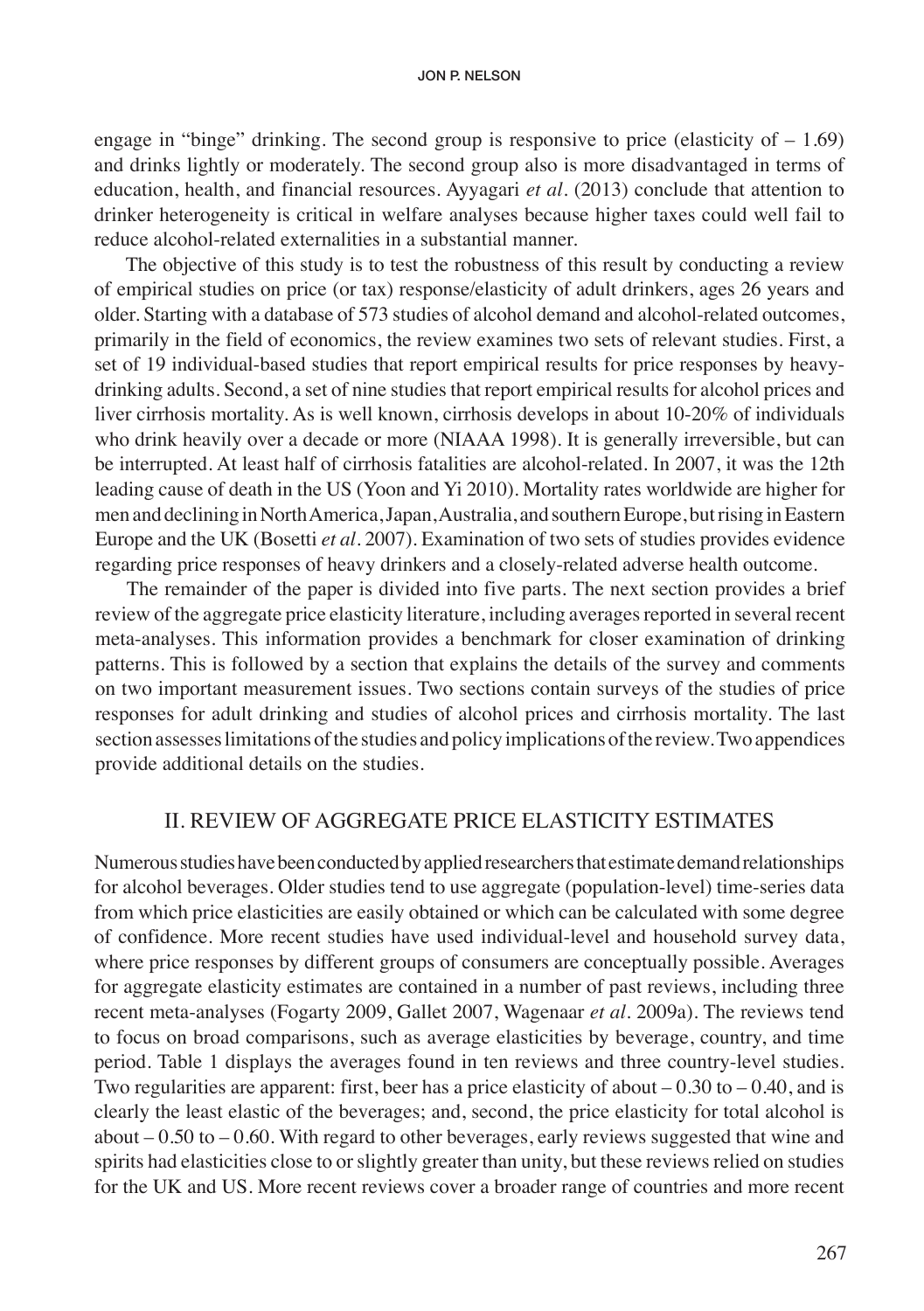engage in "binge" drinking. The second group is responsive to price (elasticity of – 1.69) and drinks lightly or moderately. The second group also is more disadvantaged in terms of education, health, and financial resources. Ayyagari *et al*. (2013) conclude that attention to drinker heterogeneity is critical in welfare analyses because higher taxes could well fail to reduce alcohol-related externalities in a substantial manner.

The objective of this study is to test the robustness of this result by conducting a review of empirical studies on price (or tax) response/elasticity of adult drinkers, ages 26 years and older. Starting with a database of 573 studies of alcohol demand and alcohol-related outcomes, primarily in the field of economics, the review examines two sets of relevant studies. First, a set of 19 individual-based studies that report empirical results for price responses by heavy-drinking adults. Second, a set of nine studies that report empirical results for alcohol prices and liver cirrhosis mortality. As is well known, cirrhosis develops in about 10-20% of individuals who drink heavily over a decade or more (NIAAA 1998). It is generally irreversible, but can be interrupted. At least half of cirrhosis fatalities are alcohol-related. In 2007, it was the 12th leading cause of death in the US (Yoon and Yi 2010). Mortality rates worldwide are higher for men and declining in North America, Japan, Australia, and southern Europe, but rising in Eastern Europe and the UK (Bosetti *et al*. 2007). Examination of two sets of studies provides evidence regarding price responses of heavy drinkers and a closely-related adverse health outcome.

The remainder of the paper is divided into five parts. The next section provides a brief review of the aggregate price elasticity literature, including averages reported in several recent meta-analyses. This information provides a benchmark for closer examination of drinking patterns. This is followed by a section that explains the details of the survey and comments on two important measurement issues. Two sections contain surveys of the studies of price responses for adult drinking and studies of alcohol prices and cirrhosis mortality. The last section assesses limitations of the studies and policy implications of the review. Two appendices provide additional details on the studies.

## II. REVIEW OF AGGREGATE PRICE ELASTICITY ESTIMATES

Numerous studies have been conducted by applied researchers that estimate demand relationships for alcohol beverages. Older studies tend to use aggregate (population-level) time-series data from which price elasticities are easily obtained or which can be calculated with some degree of confidence. More recent studies have used individual-level and household survey data, where price responses by different groups of consumers are conceptually possible. Averages for aggregate elasticity estimates are contained in a number of past reviews, including three recent meta-analyses (Fogarty 2009, Gallet 2007, Wagenaar *et al*. 2009a). The reviews tend to focus on broad comparisons, such as average elasticities by beverage, country, and time period. Table 1 displays the averages found in ten reviews and three country-level studies. Two regularities are apparent: first, beer has a price elasticity of about – 0.30 to – 0.40, and is clearly the least elastic of the beverages; and, second, the price elasticity for total alcohol is about – 0.50 to – 0.60. With regard to other beverages, early reviews suggested that wine and spirits had elasticities close to or slightly greater than unity, but these reviews relied on studies for the UK and US. More recent reviews cover a broader range of countries and more recent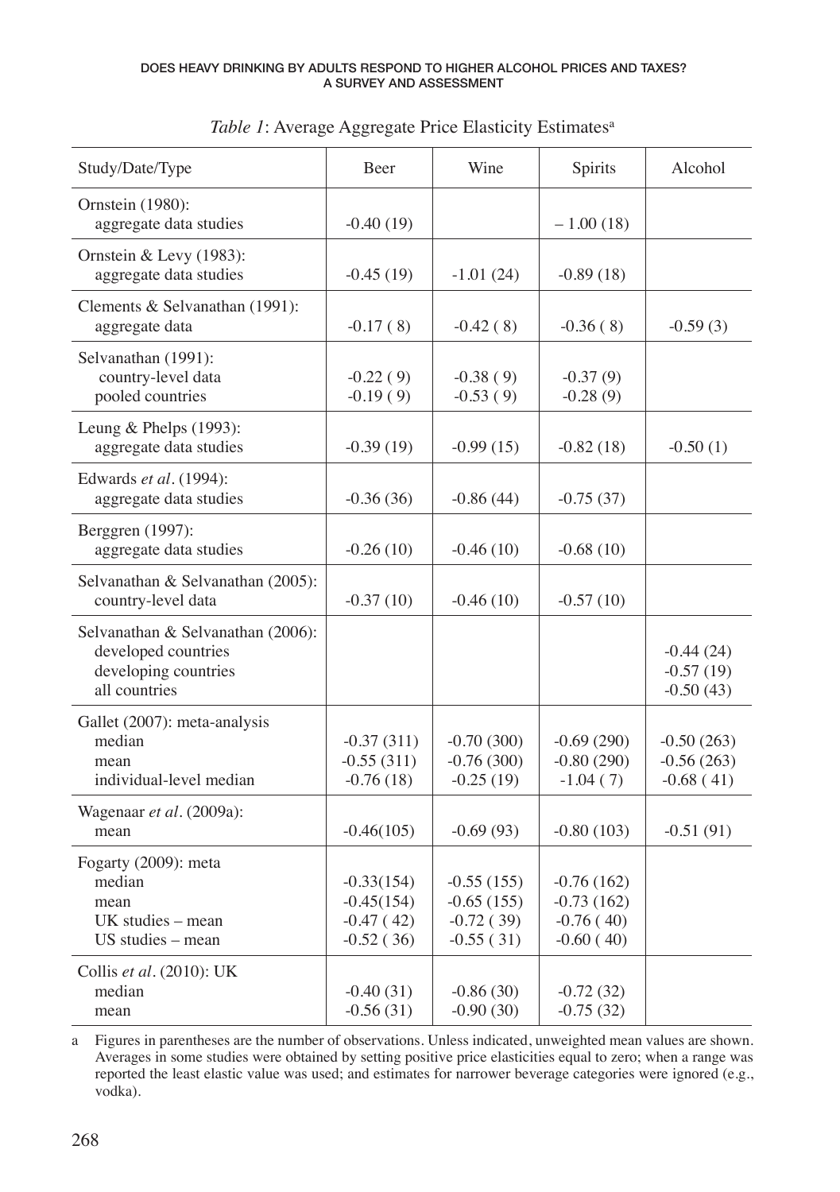*Table 1*: Average Aggregate Price Elasticity Estimates[a]

| Study/Date/Type | Beer | Wine | Spirits | Alcohol |
|---|---|---|---|---|
| Ornstein (1980): aggregate data studies | -0.40 (19) | | – 1.00 (18) | |
| Ornstein & Levy (1983): aggregate data studies | -0.45 (19) | -1.01 (24) | -0.89 (18) | |
| Clements & Selvanathan (1991): aggregate data | -0.17 ( 8) | -0.42 ( 8) | -0.36 ( 8) | -0.59 (3) |
| Selvanathan (1991): country-level data | -0.22 ( 9) | -0.38 ( 9) | -0.37 (9) | |
| pooled countries | -0.19 ( 9) | -0.53 ( 9) | -0.28 (9) | |
| Leung & Phelps (1993): aggregate data studies | -0.39 (19) | -0.99 (15) | -0.82 (18) | -0.50 (1) |
| Edwards *et al*. (1994): aggregate data studies | -0.36 (36) | -0.86 (44) | -0.75 (37) | |
| Berggren (1997): aggregate data studies | -0.26 (10) | -0.46 (10) | -0.68 (10) | |
| Selvanathan & Selvanathan (2005): country-level data | -0.37 (10) | -0.46 (10) | -0.57 (10) | |
| Selvanathan & Selvanathan (2006): developed countries | | | | -0.44 (24) |
| developing countries | | | | -0.57 (19) |
| all countries | | | | -0.50 (43) |
| Gallet (2007): meta-analysis median | -0.37 (311) | -0.70 (300) | -0.69 (290) | -0.50 (263) |
| mean | -0.55 (311) | -0.76 (300) | -0.80 (290) | -0.56 (263) |
| individual-level median | -0.76 (18) | -0.25 (19) | -1.04 ( 7) | -0.68 ( 41) |
| Wagenaar *et al*. (2009a): mean | -0.46(105) | -0.69 (93) | -0.80 (103) | -0.51 (91) |
| Fogarty (2009): meta median | -0.33(154) | -0.55 (155) | -0.76 (162) | |
| mean | -0.45(154) | -0.65 (155) | -0.73 (162) | |
| UK studies – mean | -0.47 ( 42) | -0.72 ( 39) | -0.76 ( 40) | |
| US studies – mean | -0.52 ( 36) | -0.55 ( 31) | -0.60 ( 40) | |
| Collis *et al*. (2010): UK median | -0.40 (31) | -0.86 (30) | -0.72 (32) | |
| mean | -0.56 (31) | -0.90 (30) | -0.75 (32) | |

a Figures in parentheses are the number of observations. Unless indicated, unweighted mean values are shown. Averages in some studies were obtained by setting positive price elasticities equal to zero; when a range was reported the least elastic value was used; and estimates for narrower beverage categories were ignored (e.g., vodka).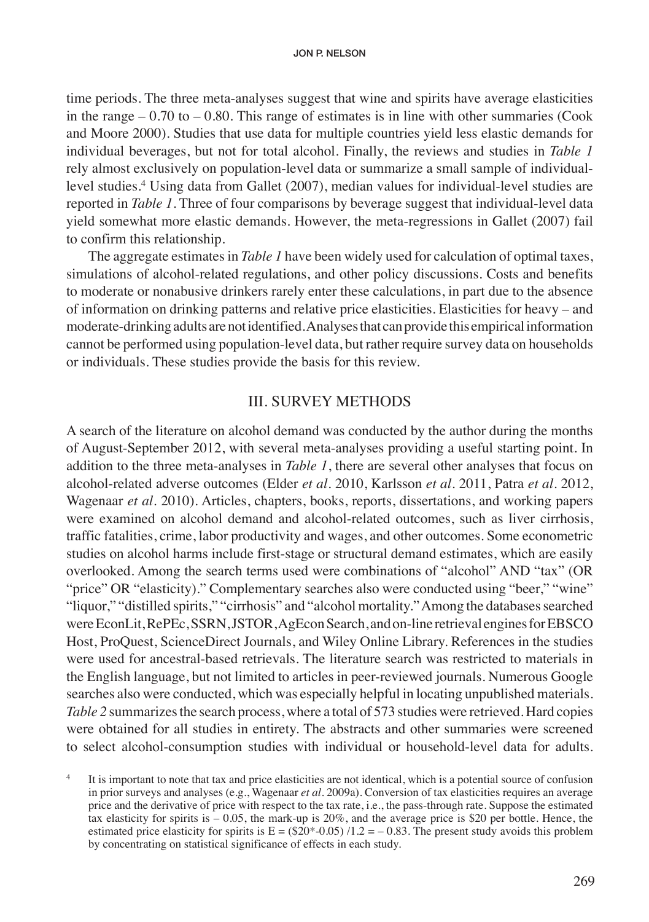time periods. The three meta-analyses suggest that wine and spirits have average elasticities in the range – 0.70 to – 0.80. This range of estimates is in line with other summaries (Cook and Moore 2000). Studies that use data for multiple countries yield less elastic demands for individual beverages, but not for total alcohol. Finally, the reviews and studies in *Table 1* rely almost exclusively on population-level data or summarize a small sample of individual-level studies.[4] Using data from Gallet (2007), median values for individual-level studies are reported in *Table 1*. Three of four comparisons by beverage suggest that individual-level data yield somewhat more elastic demands. However, the meta-regressions in Gallet (2007) fail to confirm this relationship.

The aggregate estimates in *Table 1* have been widely used for calculation of optimal taxes, simulations of alcohol-related regulations, and other policy discussions. Costs and benefits to moderate or nonabusive drinkers rarely enter these calculations, in part due to the absence of information on drinking patterns and relative price elasticities. Elasticities for heavy – and moderate-drinking adults are not identified. Analyses that can provide this empirical information cannot be performed using population-level data, but rather require survey data on households or individuals. These studies provide the basis for this review.

## III. SURVEY METHODS

A search of the literature on alcohol demand was conducted by the author during the months of August-September 2012, with several meta-analyses providing a useful starting point. In addition to the three meta-analyses in *Table 1*, there are several other analyses that focus on alcohol-related adverse outcomes (Elder *et al*. 2010, Karlsson *et al*. 2011, Patra *et al*. 2012, Wagenaar *et al*. 2010). Articles, chapters, books, reports, dissertations, and working papers were examined on alcohol demand and alcohol-related outcomes, such as liver cirrhosis, traffic fatalities, crime, labor productivity and wages, and other outcomes. Some econometric studies on alcohol harms include first-stage or structural demand estimates, which are easily overlooked. Among the search terms used were combinations of "alcohol" AND "tax" (OR "price" OR "elasticity)." Complementary searches also were conducted using "beer," "wine" "liquor," "distilled spirits," "cirrhosis" and "alcohol mortality." Among the databases searched were EconLit, RePEc, SSRN, JSTOR, AgEcon Search, and on-line retrieval engines for EBSCO Host, ProQuest, ScienceDirect Journals, and Wiley Online Library. References in the studies were used for ancestral-based retrievals. The literature search was restricted to materials in the English language, but not limited to articles in peer-reviewed journals. Numerous Google searches also were conducted, which was especially helpful in locating unpublished materials. *Table 2* summarizes the search process, where a total of 573 studies were retrieved. Hard copies were obtained for all studies in entirety. The abstracts and other summaries were screened to select alcohol-consumption studies with individual or household-level data for adults.

[4] It is important to note that tax and price elasticities are not identical, which is a potential source of confusion in prior surveys and analyses (e.g., Wagenaar *et al*. 2009a). Conversion of tax elasticities requires an average price and the derivative of price with respect to the tax rate, i.e., the pass-through rate. Suppose the estimated tax elasticity for spirits is – 0.05, the mark-up is 20%, and the average price is \$20 per bottle. Hence, the estimated price elasticity for spirits is $E = (\$20*-0.05)/1.2 = -0.83$. The present study avoids this problem by concentrating on statistical significance of effects in each study.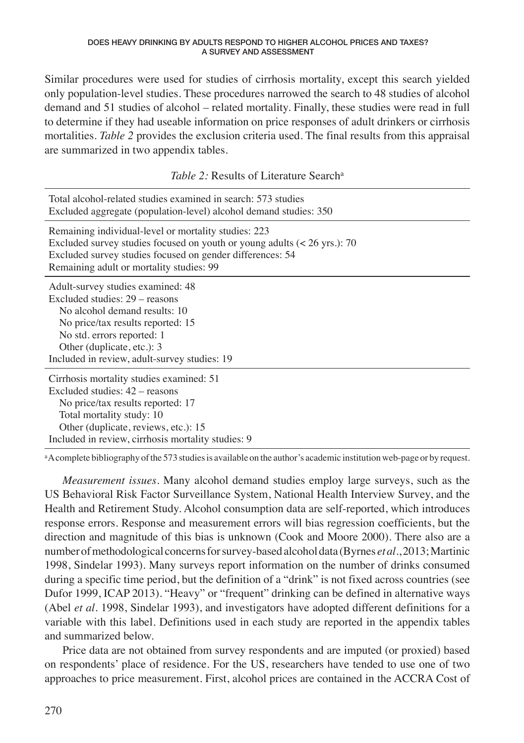Similar procedures were used for studies of cirrhosis mortality, except this search yielded only population-level studies. These procedures narrowed the search to 48 studies of alcohol demand and 51 studies of alcohol – related mortality. Finally, these studies were read in full to determine if they had useable information on price responses of adult drinkers or cirrhosis mortalities. *Table 2* provides the exclusion criteria used. The final results from this appraisal are summarized in two appendix tables.

*Table 2:* Results of Literature Search[a]

| |
|---|
| Total alcohol-related studies examined in search: 573 studies<br>Excluded aggregate (population-level) alcohol demand studies: 350 |
| Remaining individual-level or mortality studies: 223<br>Excluded survey studies focused on youth or young adults (< 26 yrs.): 70<br>Excluded survey studies focused on gender differences: 54<br>Remaining adult or mortality studies: 99 |
| Adult-survey studies examined: 48<br>Excluded studies: 29 – reasons<br>No alcohol demand results: 10<br>No price/tax results reported: 15<br>No std. errors reported: 1<br>Other (duplicate, etc.): 3<br>Included in review, adult-survey studies: 19 |
| Cirrhosis mortality studies examined: 51<br>Excluded studies: 42 – reasons<br>No price/tax results reported: 17<br>Total mortality study: 10<br>Other (duplicate, reviews, etc.): 15<br>Included in review, cirrhosis mortality studies: 9 |

[a] A complete bibliography of the 573 studies is available on the author's academic institution web-page or by request.

*Measurement issues*. Many alcohol demand studies employ large surveys, such as the US Behavioral Risk Factor Surveillance System, National Health Interview Survey, and the Health and Retirement Study. Alcohol consumption data are self-reported, which introduces response errors. Response and measurement errors will bias regression coefficients, but the direction and magnitude of this bias is unknown (Cook and Moore 2000). There also are a number of methodological concerns for survey-based alcohol data (Byrnes *et al*., 2013; Martinic 1998, Sindelar 1993). Many surveys report information on the number of drinks consumed during a specific time period, but the definition of a "drink" is not fixed across countries (see Dufor 1999, ICAP 2013). "Heavy" or "frequent" drinking can be defined in alternative ways (Abel *et al*. 1998, Sindelar 1993), and investigators have adopted different definitions for a variable with this label. Definitions used in each study are reported in the appendix tables and summarized below.

Price data are not obtained from survey respondents and are imputed (or proxied) based on respondents' place of residence. For the US, researchers have tended to use one of two approaches to price measurement. First, alcohol prices are contained in the ACCRA Cost of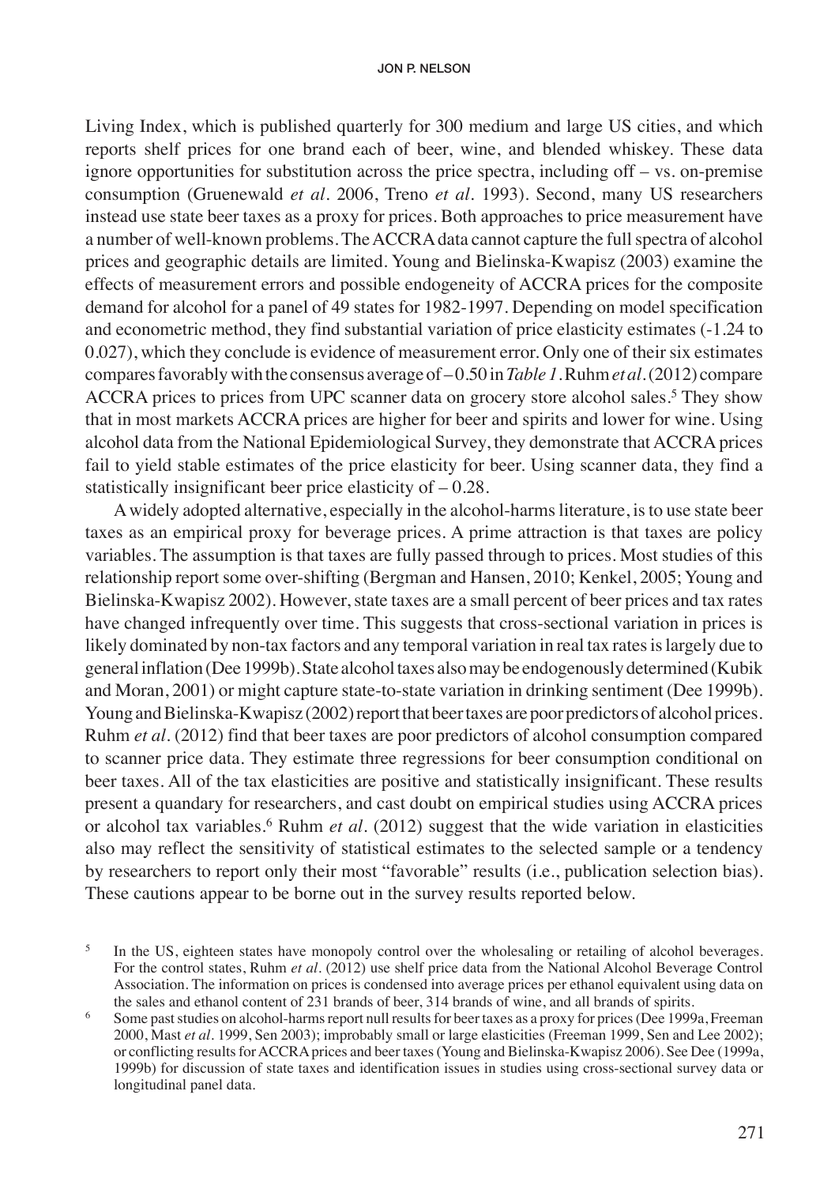Living Index, which is published quarterly for 300 medium and large US cities, and which reports shelf prices for one brand each of beer, wine, and blended whiskey. These data ignore opportunities for substitution across the price spectra, including off – vs. on-premise consumption (Gruenewald *et al.* 2006, Treno *et al.* 1993). Second, many US researchers instead use state beer taxes as a proxy for prices. Both approaches to price measurement have a number of well-known problems. The ACCRA data cannot capture the full spectra of alcohol prices and geographic details are limited. Young and Bielinska-Kwapisz (2003) examine the effects of measurement errors and possible endogeneity of ACCRA prices for the composite demand for alcohol for a panel of 49 states for 1982-1997. Depending on model specification and econometric method, they find substantial variation of price elasticity estimates (-1.24 to 0.027), which they conclude is evidence of measurement error. Only one of their six estimates compares favorably with the consensus average of – 0.50 in *Table 1*. Ruhm *et al.* (2012) compare ACCRA prices to prices from UPC scanner data on grocery store alcohol sales.[5] They show that in most markets ACCRA prices are higher for beer and spirits and lower for wine. Using alcohol data from the National Epidemiological Survey, they demonstrate that ACCRA prices fail to yield stable estimates of the price elasticity for beer. Using scanner data, they find a statistically insignificant beer price elasticity of – 0.28.

A widely adopted alternative, especially in the alcohol-harms literature, is to use state beer taxes as an empirical proxy for beverage prices. A prime attraction is that taxes are policy variables. The assumption is that taxes are fully passed through to prices. Most studies of this relationship report some over-shifting (Bergman and Hansen, 2010; Kenkel, 2005; Young and Bielinska-Kwapisz 2002). However, state taxes are a small percent of beer prices and tax rates have changed infrequently over time. This suggests that cross-sectional variation in prices is likely dominated by non-tax factors and any temporal variation in real tax rates is largely due to general inflation (Dee 1999b). State alcohol taxes also may be endogenously determined (Kubik and Moran, 2001) or might capture state-to-state variation in drinking sentiment (Dee 1999b). Young and Bielinska-Kwapisz (2002) report that beer taxes are poor predictors of alcohol prices. Ruhm *et al.* (2012) find that beer taxes are poor predictors of alcohol consumption compared to scanner price data. They estimate three regressions for beer consumption conditional on beer taxes. All of the tax elasticities are positive and statistically insignificant. These results present a quandary for researchers, and cast doubt on empirical studies using ACCRA prices or alcohol tax variables.[6] Ruhm *et al.* (2012) suggest that the wide variation in elasticities also may reflect the sensitivity of statistical estimates to the selected sample or a tendency by researchers to report only their most "favorable" results (i.e., publication selection bias). These cautions appear to be borne out in the survey results reported below.

[5] In the US, eighteen states have monopoly control over the wholesaling or retailing of alcohol beverages. For the control states, Ruhm *et al.* (2012) use shelf price data from the National Alcohol Beverage Control Association. The information on prices is condensed into average prices per ethanol equivalent using data on the sales and ethanol content of 231 brands of beer, 314 brands of wine, and all brands of spirits.

[6] Some past studies on alcohol-harms report null results for beer taxes as a proxy for prices (Dee 1999a, Freeman 2000, Mast *et al.* 1999, Sen 2003); improbably small or large elasticities (Freeman 1999, Sen and Lee 2002); or conflicting results for ACCRA prices and beer taxes (Young and Bielinska-Kwapisz 2006). See Dee (1999a, 1999b) for discussion of state taxes and identification issues in studies using cross-sectional survey data or longitudinal panel data.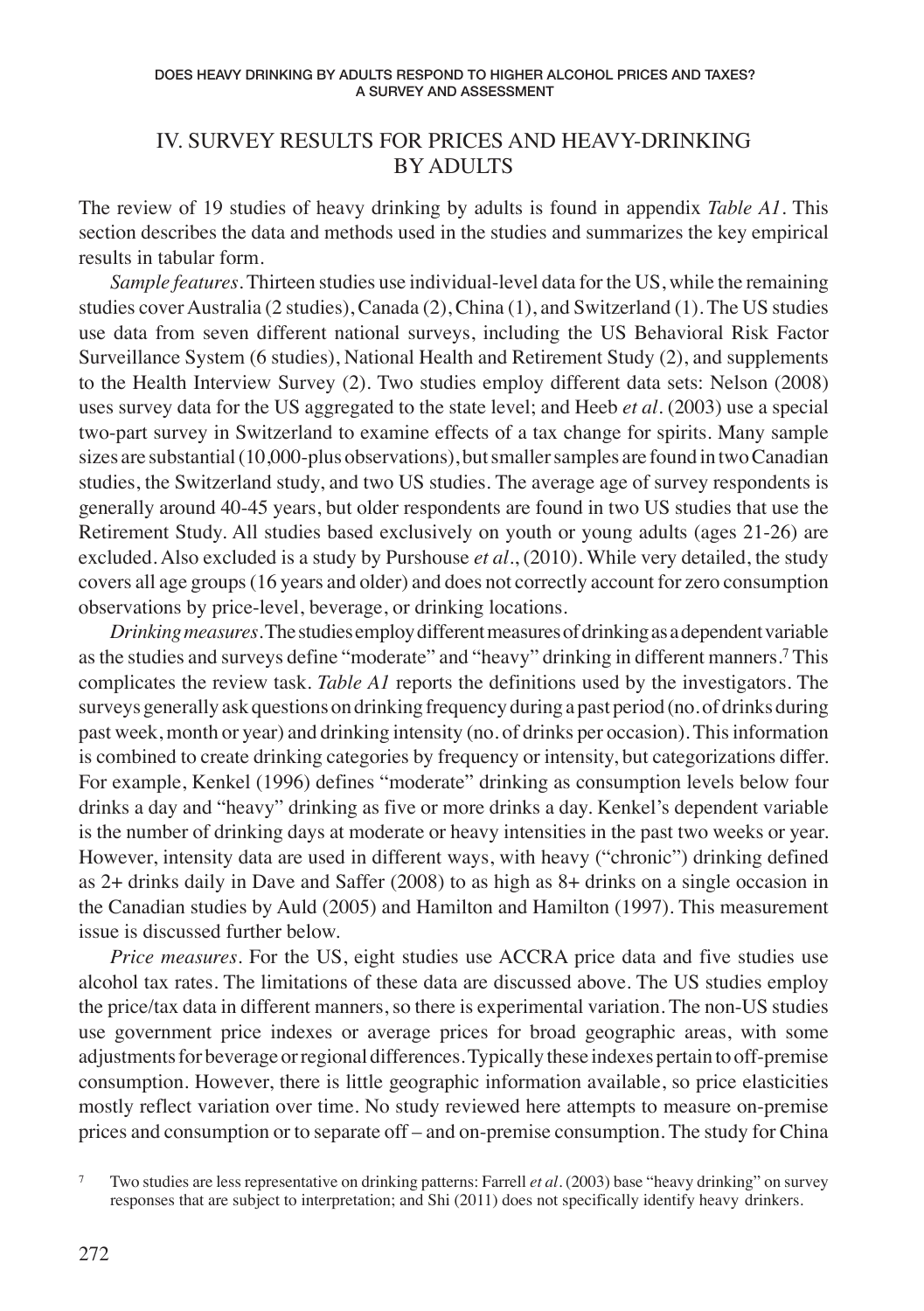## IV. SURVEY RESULTS FOR PRICES AND HEAVY-DRINKING BY ADULTS

The review of 19 studies of heavy drinking by adults is found in appendix *Table A1*. This section describes the data and methods used in the studies and summarizes the key empirical results in tabular form.

*Sample features*. Thirteen studies use individual-level data for the US, while the remaining studies cover Australia (2 studies), Canada (2), China (1), and Switzerland (1). The US studies use data from seven different national surveys, including the US Behavioral Risk Factor Surveillance System (6 studies), National Health and Retirement Study (2), and supplements to the Health Interview Survey (2). Two studies employ different data sets: Nelson (2008) uses survey data for the US aggregated to the state level; and Heeb *et al*. (2003) use a special two-part survey in Switzerland to examine effects of a tax change for spirits. Many sample sizes are substantial (10,000-plus observations), but smaller samples are found in two Canadian studies, the Switzerland study, and two US studies. The average age of survey respondents is generally around 40-45 years, but older respondents are found in two US studies that use the Retirement Study. All studies based exclusively on youth or young adults (ages 21-26) are excluded. Also excluded is a study by Purshouse *et al*., (2010). While very detailed, the study covers all age groups (16 years and older) and does not correctly account for zero consumption observations by price-level, beverage, or drinking locations.

*Drinking measures*. The studies employ different measures of drinking as a dependent variable as the studies and surveys define "moderate" and "heavy" drinking in different manners.[7] This complicates the review task. *Table A1* reports the definitions used by the investigators. The surveys generally ask questions on drinking frequency during a past period (no. of drinks during past week, month or year) and drinking intensity (no. of drinks per occasion). This information is combined to create drinking categories by frequency or intensity, but categorizations differ. For example, Kenkel (1996) defines "moderate" drinking as consumption levels below four drinks a day and "heavy" drinking as five or more drinks a day. Kenkel's dependent variable is the number of drinking days at moderate or heavy intensities in the past two weeks or year. However, intensity data are used in different ways, with heavy ("chronic") drinking defined as 2+ drinks daily in Dave and Saffer (2008) to as high as 8+ drinks on a single occasion in the Canadian studies by Auld (2005) and Hamilton and Hamilton (1997). This measurement issue is discussed further below.

*Price measures*. For the US, eight studies use ACCRA price data and five studies use alcohol tax rates. The limitations of these data are discussed above. The US studies employ the price/tax data in different manners, so there is experimental variation. The non-US studies use government price indexes or average prices for broad geographic areas, with some adjustments for beverage or regional differences. Typically these indexes pertain to off-premise consumption. However, there is little geographic information available, so price elasticities mostly reflect variation over time. No study reviewed here attempts to measure on-premise prices and consumption or to separate off – and on-premise consumption. The study for China

[7] Two studies are less representative on drinking patterns: Farrell *et al*. (2003) base "heavy drinking" on survey responses that are subject to interpretation; and Shi (2011) does not specifically identify heavy drinkers.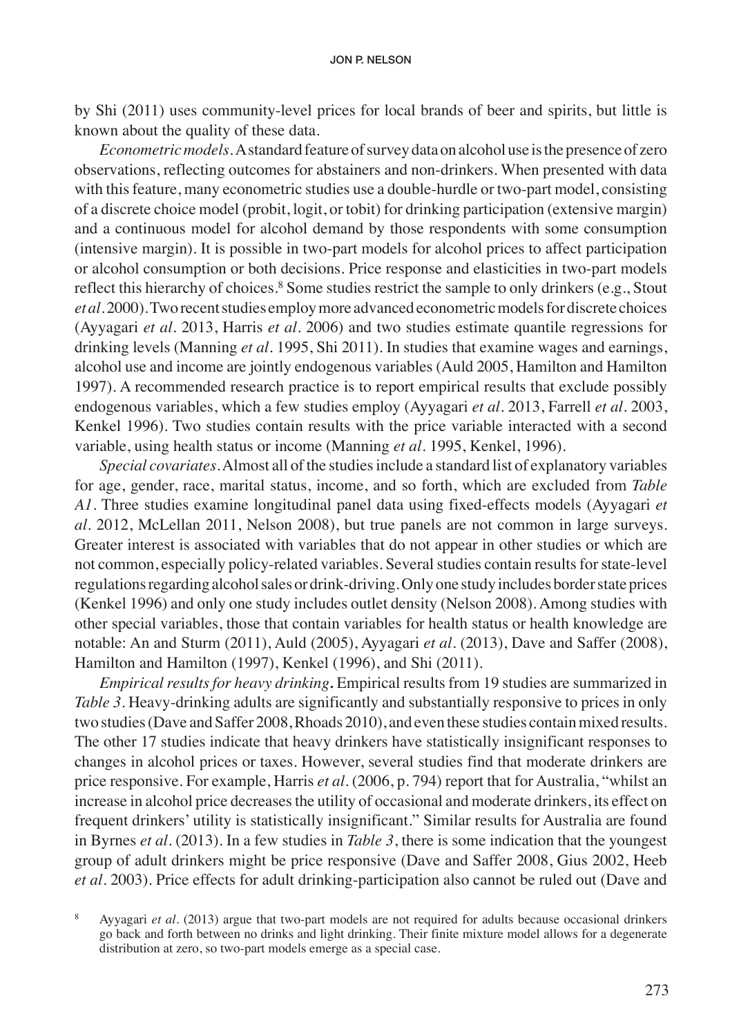by Shi (2011) uses community-level prices for local brands of beer and spirits, but little is known about the quality of these data.

*Econometric models.* A standard feature of survey data on alcohol use is the presence of zero observations, reflecting outcomes for abstainers and non-drinkers. When presented with data with this feature, many econometric studies use a double-hurdle or two-part model, consisting of a discrete choice model (probit, logit, or tobit) for drinking participation (extensive margin) and a continuous model for alcohol demand by those respondents with some consumption (intensive margin). It is possible in two-part models for alcohol prices to affect participation or alcohol consumption or both decisions. Price response and elasticities in two-part models reflect this hierarchy of choices.[8] Some studies restrict the sample to only drinkers (e.g., Stout *et al.* 2000). Two recent studies employ more advanced econometric models for discrete choices (Ayyagari *et al.* 2013, Harris *et al.* 2006) and two studies estimate quantile regressions for drinking levels (Manning *et al.* 1995, Shi 2011). In studies that examine wages and earnings, alcohol use and income are jointly endogenous variables (Auld 2005, Hamilton and Hamilton 1997). A recommended research practice is to report empirical results that exclude possibly endogenous variables, which a few studies employ (Ayyagari *et al.* 2013, Farrell *et al.* 2003, Kenkel 1996). Two studies contain results with the price variable interacted with a second variable, using health status or income (Manning *et al.* 1995, Kenkel, 1996).

*Special covariates.* Almost all of the studies include a standard list of explanatory variables for age, gender, race, marital status, income, and so forth, which are excluded from *Table A1*. Three studies examine longitudinal panel data using fixed-effects models (Ayyagari *et al.* 2012, McLellan 2011, Nelson 2008), but true panels are not common in large surveys. Greater interest is associated with variables that do not appear in other studies or which are not common, especially policy-related variables. Several studies contain results for state-level regulations regarding alcohol sales or drink-driving. Only one study includes border state prices (Kenkel 1996) and only one study includes outlet density (Nelson 2008). Among studies with other special variables, those that contain variables for health status or health knowledge are notable: An and Sturm (2011), Auld (2005), Ayyagari *et al.* (2013), Dave and Saffer (2008), Hamilton and Hamilton (1997), Kenkel (1996), and Shi (2011).

***Empirical results for heavy drinking.*** Empirical results from 19 studies are summarized in *Table 3*. Heavy-drinking adults are significantly and substantially responsive to prices in only two studies (Dave and Saffer 2008, Rhoads 2010), and even these studies contain mixed results. The other 17 studies indicate that heavy drinkers have statistically insignificant responses to changes in alcohol prices or taxes. However, several studies find that moderate drinkers are price responsive. For example, Harris *et al.* (2006, p. 794) report that for Australia, "whilst an increase in alcohol price decreases the utility of occasional and moderate drinkers, its effect on frequent drinkers' utility is statistically insignificant." Similar results for Australia are found in Byrnes *et al.* (2013). In a few studies in *Table 3*, there is some indication that the youngest group of adult drinkers might be price responsive (Dave and Saffer 2008, Gius 2002, Heeb *et al.* 2003). Price effects for adult drinking-participation also cannot be ruled out (Dave and

[8] Ayyagari *et al.* (2013) argue that two-part models are not required for adults because occasional drinkers go back and forth between no drinks and light drinking. Their finite mixture model allows for a degenerate distribution at zero, so two-part models emerge as a special case.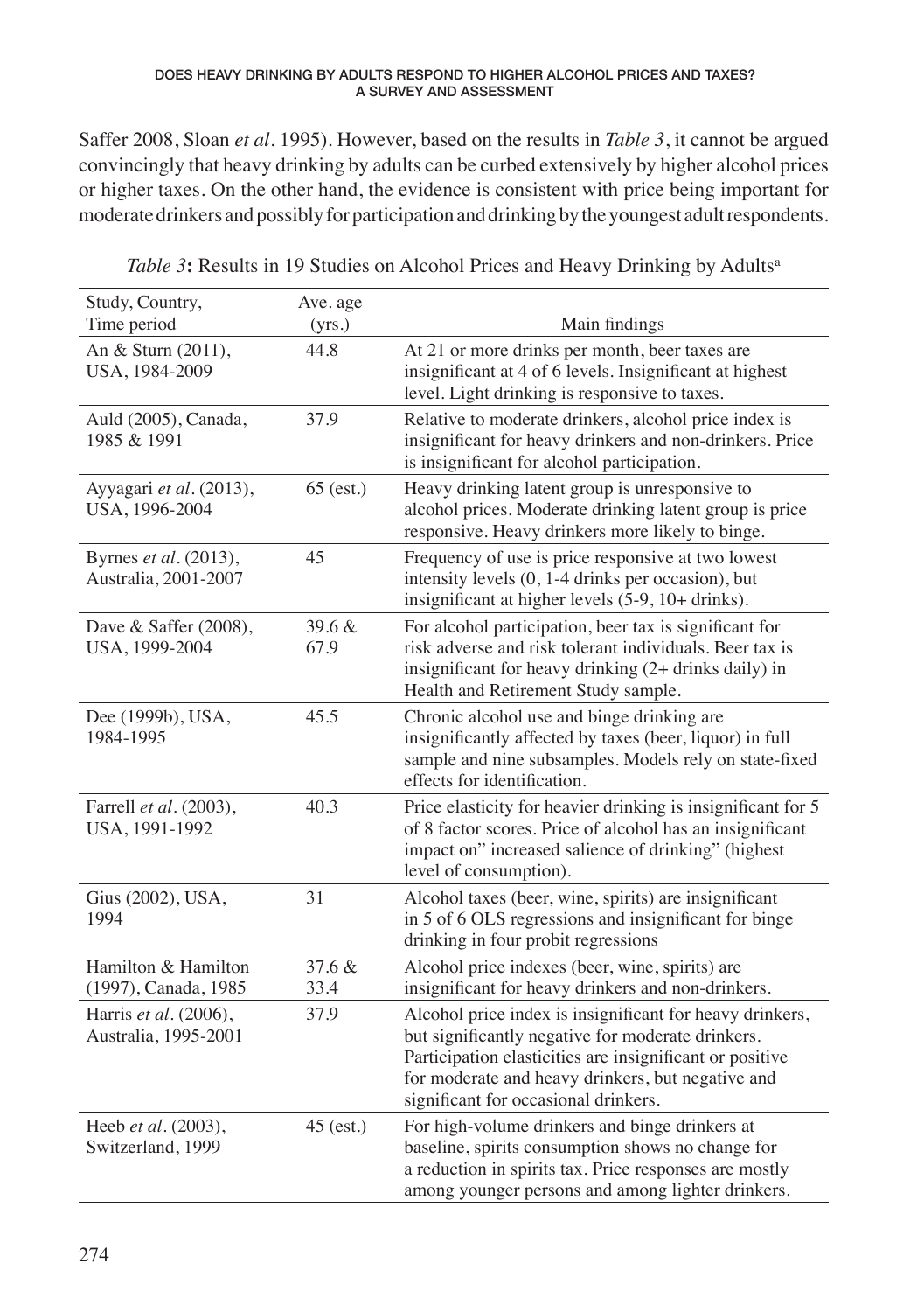Saffer 2008, Sloan *et al*. 1995). However, based on the results in *Table 3*, it cannot be argued convincingly that heavy drinking by adults can be curbed extensively by higher alcohol prices or higher taxes. On the other hand, the evidence is consistent with price being important for moderate drinkers and possibly for participation and drinking by the youngest adult respondents.

*Table 3*: Results in 19 Studies on Alcohol Prices and Heavy Drinking by Adults[a]

| Study, Country, Time period | Ave. age (yrs.) | Main findings |
|---|---|---|
| An & Sturn (2011), USA, 1984-2009 | 44.8 | At 21 or more drinks per month, beer taxes are insignificant at 4 of 6 levels. Significant at highest level. Light drinking is responsive to taxes. |
| Auld (2005), Canada, 1985 & 1991 | 37.9 | Relative to moderate drinkers, alcohol price index is insignificant for heavy drinkers and non-drinkers. Price is insignificant for alcohol participation. |
| Ayyagari *et al*. (2013), USA, 1996-2004 | 65 (est.) | Heavy drinking latent group is unresponsive to alcohol prices. Moderate drinking latent group is price responsive. Heavy drinkers more likely to binge. |
| Byrnes *et al*. (2013), Australia, 2001-2007 | 45 | Frequency of use is price responsive at two lowest intensity levels (0, 1-4 drinks per occasion), but insignificant at higher levels (5-9, 10+ drinks). |
| Dave & Saffer (2008), USA, 1999-2004 | 39.6 & 67.9 | For alcohol participation, beer tax is significant for risk adverse and risk tolerant individuals. Beer tax is insignificant for heavy drinking (2+ drinks daily) in Health and Retirement Study sample. |
| Dee (1999b), USA, 1984-1995 | 45.5 | Chronic alcohol use and binge drinking are insignificantly affected by taxes (beer, liquor) in full sample and nine subsamples. Models rely on state-fixed effects for identification. |
| Farrell *et al*. (2003), USA, 1991-1992 | 40.3 | Price elasticity for heavier drinking is insignificant for 5 of 8 factor scores. Price of alcohol has an insignificant impact on" increased salience of drinking" (highest level of consumption). |
| Gius (2002), USA, 1994 | 31 | Alcohol taxes (beer, wine, spirits) are insignificant in 5 of 6 OLS regressions and insignificant for binge drinking in four probit regressions |
| Hamilton & Hamilton (1997), Canada, 1985 | 37.6 & 33.4 | Alcohol price indexes (beer, wine, spirits) are insignificant for heavy drinkers and non-drinkers. |
| Harris *et al*. (2006), Australia, 1995-2001 | 37.9 | Alcohol price index is insignificant for heavy drinkers, but significantly negative for moderate drinkers. Participation elasticities are insignificant or positive for moderate and heavy drinkers, but negative and significant for occasional drinkers. |
| Heeb *et al*. (2003), Switzerland, 1999 | 45 (est.) | For high-volume drinkers and binge drinkers at baseline, spirits consumption shows no change for a reduction in spirits tax. Price responses are mostly among younger persons and among lighter drinkers. |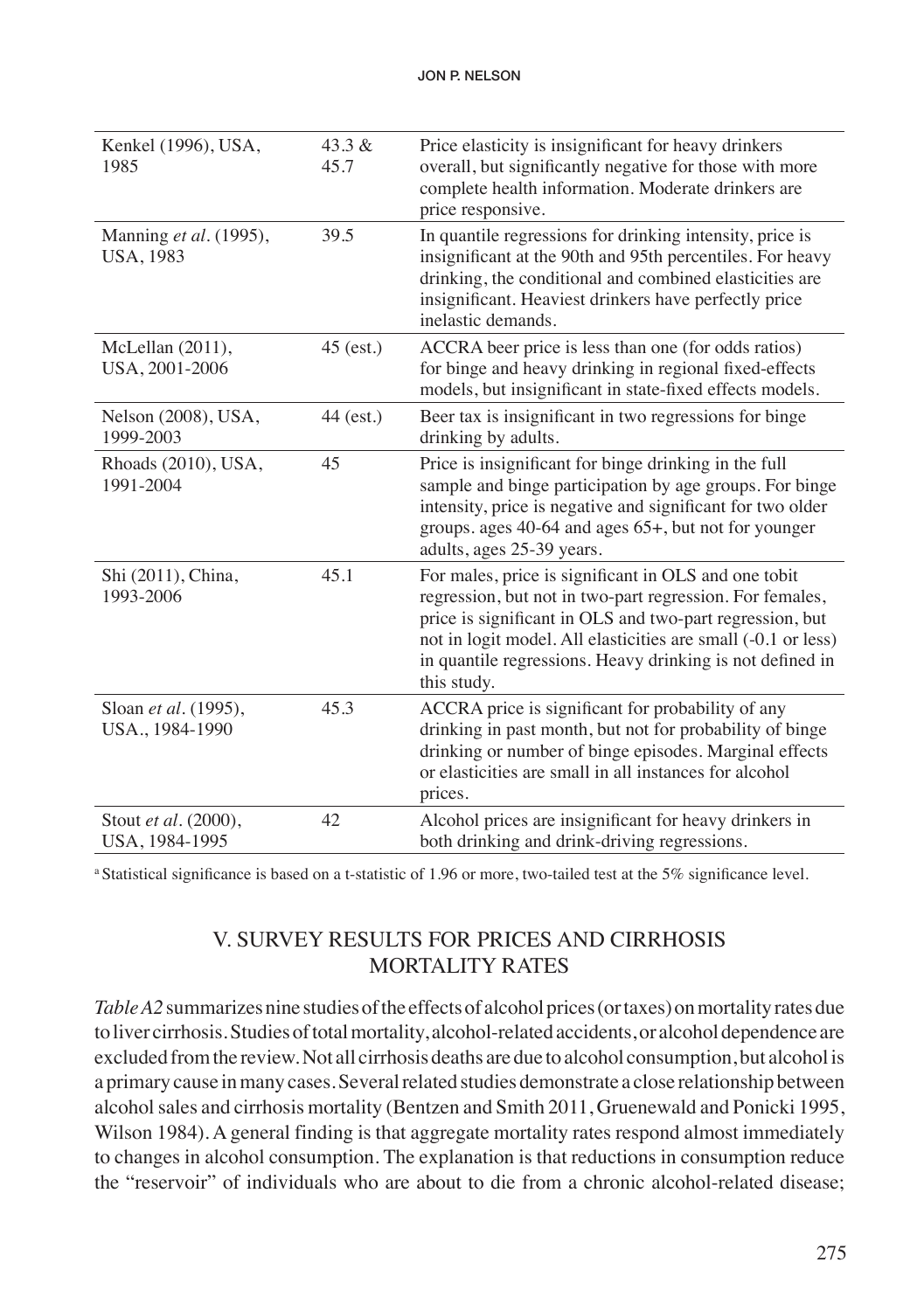| | | |
|---|---|---|
| Kenkel (1996), USA, 1985 | 43.3 & 45.7 | Price elasticity is insignificant for heavy drinkers overall, but significantly negative for those with more complete health information. Moderate drinkers are price responsive. |
| Manning *et al*. (1995), USA, 1983 | 39.5 | In quantile regressions for drinking intensity, price is insignificant at the 90th and 95th percentiles. For heavy drinking, the conditional and combined elasticities are insignificant. Heaviest drinkers have perfectly price inelastic demands. |
| McLellan (2011), USA, 2001-2006 | 45 (est.) | ACCRA beer price is less than one (for odds ratios) for binge and heavy drinking in regional fixed-effects models, but insignificant in state-fixed effects models. |
| Nelson (2008), USA, 1999-2003 | 44 (est.) | Beer tax is insignificant in two regressions for binge drinking by adults. |
| Rhoads (2010), USA, 1991-2004 | 45 | Price is insignificant for binge drinking in the full sample and binge participation by age groups. For binge intensity, price is negative and significant for two older groups. ages 40-64 and ages 65+, but not for younger adults, ages 25-39 years. |
| Shi (2011), China, 1993-2006 | 45.1 | For males, price is significant in OLS and one tobit regression, but not in two-part regression. For females, price is significant in OLS and two-part regression, but not in logit model. All elasticities are small (-0.1 or less) in quantile regressions. Heavy drinking is not defined in this study. |
| Sloan *et al*. (1995), USA., 1984-1990 | 45.3 | ACCRA price is significant for probability of any drinking in past month, but not for probability of binge drinking or number of binge episodes. Marginal effects or elasticities are small in all instances for alcohol prices. |
| Stout *et al*. (2000), USA, 1984-1995 | 42 | Alcohol prices are insignificant for heavy drinkers in both drinking and drink-driving regressions. |

[a] Statistical significance is based on a t-statistic of 1.96 or more, two-tailed test at the 5% significance level.

## V. SURVEY RESULTS FOR PRICES AND CIRRHOSIS MORTALITY RATES

*Table A2* summarizes nine studies of the effects of alcohol prices (or taxes) on mortality rates due to liver cirrhosis. Studies of total mortality, alcohol-related accidents, or alcohol dependence are excluded from the review. Not all cirrhosis deaths are due to alcohol consumption, but alcohol is a primary cause in many cases. Several related studies demonstrate a close relationship between alcohol sales and cirrhosis mortality (Bentzen and Smith 2011, Gruenewald and Ponicki 1995, Wilson 1984). A general finding is that aggregate mortality rates respond almost immediately to changes in alcohol consumption. The explanation is that reductions in consumption reduce the "reservoir" of individuals who are about to die from a chronic alcohol-related disease;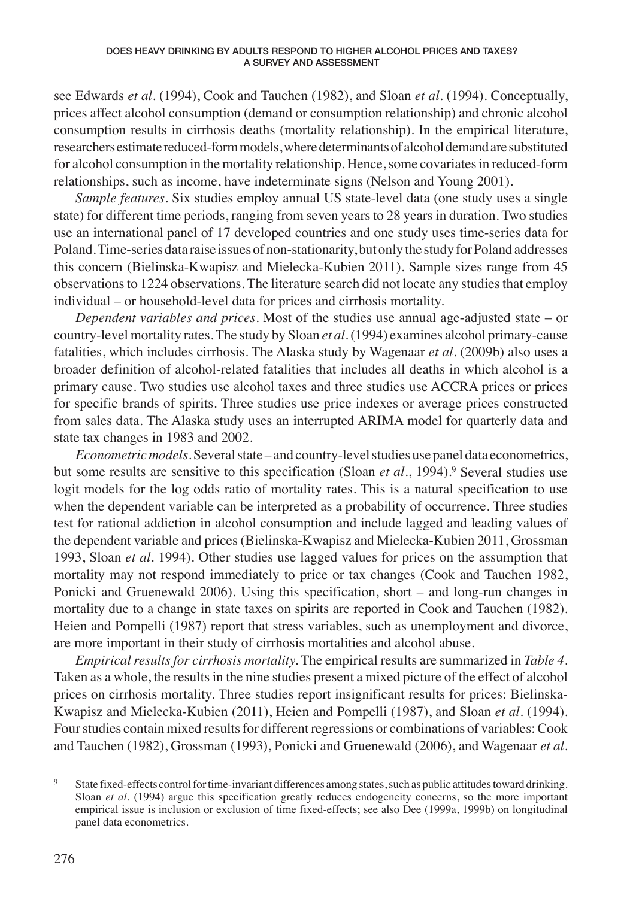see Edwards *et al.* (1994), Cook and Tauchen (1982), and Sloan *et al.* (1994). Conceptually, prices affect alcohol consumption (demand or consumption relationship) and chronic alcohol consumption results in cirrhosis deaths (mortality relationship). In the empirical literature, researchers estimate reduced-form models, where determinants of alcohol demand are substituted for alcohol consumption in the mortality relationship. Hence, some covariates in reduced-form relationships, such as income, have indeterminate signs (Nelson and Young 2001).

*Sample features*. Six studies employ annual US state-level data (one study uses a single state) for different time periods, ranging from seven years to 28 years in duration. Two studies use an international panel of 17 developed countries and one study uses time-series data for Poland. Time-series data raise issues of non-stationarity, but only the study for Poland addresses this concern (Bielinska-Kwapisz and Mielecka-Kubien 2011). Sample sizes range from 45 observations to 1224 observations. The literature search did not locate any studies that employ individual – or household-level data for prices and cirrhosis mortality.

*Dependent variables and prices*. Most of the studies use annual age-adjusted state – or country-level mortality rates. The study by Sloan *et al*. (1994) examines alcohol primary-cause fatalities, which includes cirrhosis. The Alaska study by Wagenaar *et al*. (2009b) also uses a broader definition of alcohol-related fatalities that includes all deaths in which alcohol is a primary cause. Two studies use alcohol taxes and three studies use ACCRA prices or prices for specific brands of spirits. Three studies use price indexes or average prices constructed from sales data. The Alaska study uses an interrupted ARIMA model for quarterly data and state tax changes in 1983 and 2002.

*Econometric models*. Several state – and country-level studies use panel data econometrics, but some results are sensitive to this specification (Sloan *et al*., 1994).[9] Several studies use logit models for the log odds ratio of mortality rates. This is a natural specification to use when the dependent variable can be interpreted as a probability of occurrence. Three studies test for rational addiction in alcohol consumption and include lagged and leading values of the dependent variable and prices (Bielinska-Kwapisz and Mielecka-Kubien 2011, Grossman 1993, Sloan *et al*. 1994). Other studies use lagged values for prices on the assumption that mortality may not respond immediately to price or tax changes (Cook and Tauchen 1982, Ponicki and Gruenewald 2006). Using this specification, short – and long-run changes in mortality due to a change in state taxes on spirits are reported in Cook and Tauchen (1982). Heien and Pompelli (1987) report that stress variables, such as unemployment and divorce, are more important in their study of cirrhosis mortalities and alcohol abuse.

*Empirical results for cirrhosis mortality*. The empirical results are summarized in *Table 4*. Taken as a whole, the results in the nine studies present a mixed picture of the effect of alcohol prices on cirrhosis mortality. Three studies report insignificant results for prices: Bielinska-Kwapisz and Mielecka-Kubien (2011), Heien and Pompelli (1987), and Sloan *et al*. (1994). Four studies contain mixed results for different regressions or combinations of variables: Cook and Tauchen (1982), Grossman (1993), Ponicki and Gruenewald (2006), and Wagenaar *et al*.

[9] State fixed-effects control for time-invariant differences among states, such as public attitudes toward drinking. Sloan *et al*. (1994) argue this specification greatly reduces endogeneity concerns, so the more important empirical issue is inclusion or exclusion of time fixed-effects; see also Dee (1999a, 1999b) on longitudinal panel data econometrics.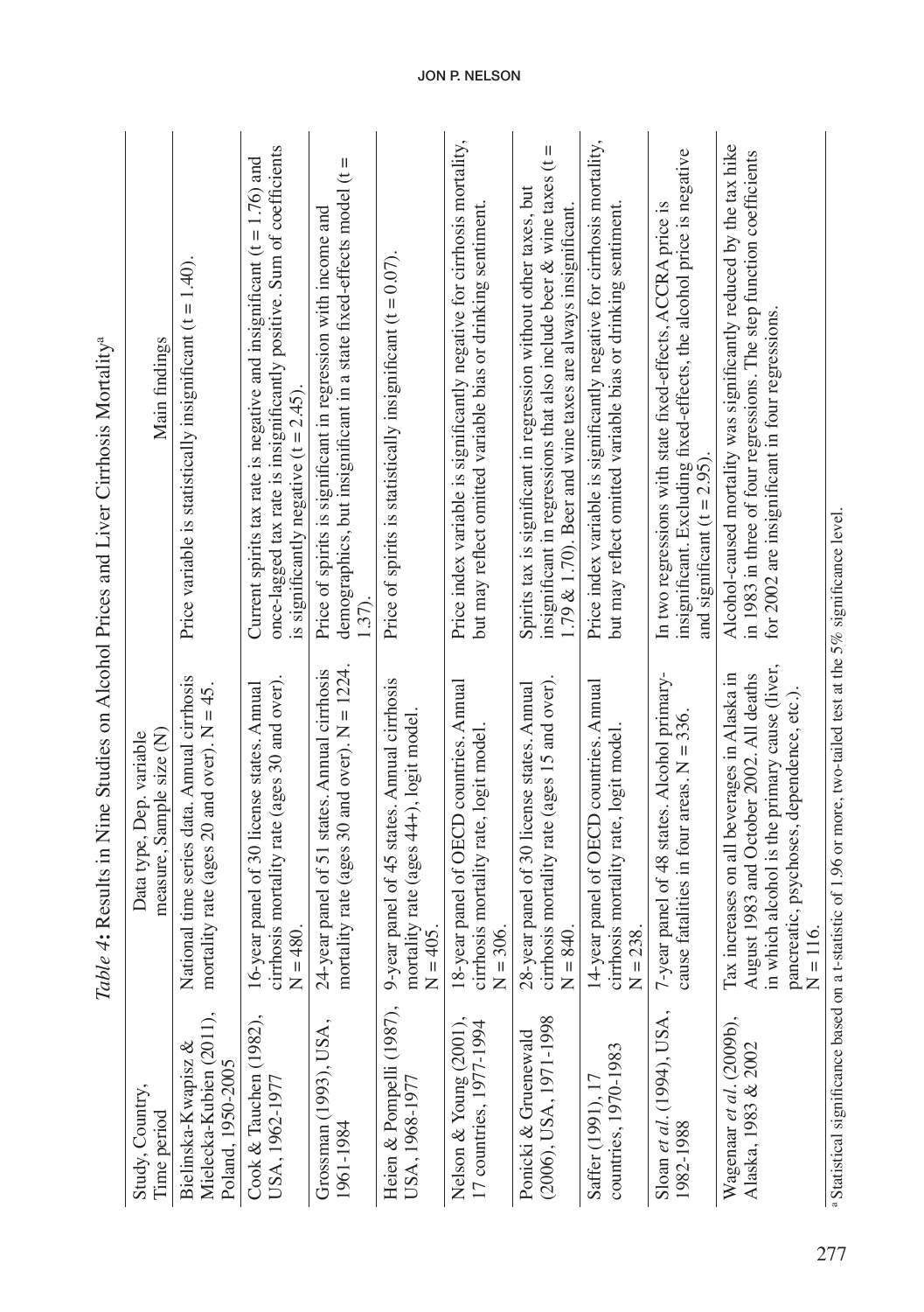*Table 4*: **Results in Nine Studies on Alcohol Prices and Liver Cirrhosis Mortality**[a]

| Study, Country, Time period | Data type, Dep. variable measure, Sample size (N) | Main findings |
|---|---|---|
| Bielinska-Kwapisz & Mielecka-Kubien (2011), Poland, 1950-2005 | National time series data. Annual cirrhosis mortality rate (ages 20 and over). N = 45. | Price variable is statistically insignificant (t = 1.40). |
| Cook & Tauchen (1982), USA, 1962-1977 | 16-year panel of 30 license states. Annual cirrhosis mortality rate (ages 30 and over). N = 480. | Current spirits tax rate is negative and insignificant (t = 1.76) and once-lagged tax rate is insignificantly positive. Sum of coefficients is significantly negative (t = 2.45). |
| Grossman (1993), USA, 1961-1984 | 24-year panel of 51 states. Annual cirrhosis mortality rate (ages 30 and over). N = 1224. | Price of spirits is significant in regression with income and demographics, but insignificant in a state fixed-effects model (t = 1.37). |
| Heien & Pompelli (1987), USA, 1968-1977 | 9-year panel of 45 states. Annual cirrhosis mortality rate (ages 44+), logit model. N = 405. | Price of spirits is statistically insignificant (t = 0.07). |
| Nelson & Young (2001), 17 countries, 1977-1994 | 18-year panel of OECD countries. Annual cirrhosis mortality rate, logit model. N = 306. | Price index variable is significantly negative for cirrhosis mortality, but may reflect omitted variable bias or drinking sentiment. |
| Ponicki & Gruenewald (2006), USA, 1971-1998 | 28-year panel of 30 license states. Annual cirrhosis mortality rate (ages 15 and over). N = 840. | Spirits tax is significant in regression without other taxes, but insignificant in regressions that also include beer & wine taxes (t = 1.79 & 1.70). Beer and wine taxes are always insignificant. |
| Saffer (1991), 17 countries, 1970-1983 | 14-year panel of OECD countries. Annual cirrhosis mortality rate, logit model. N = 238. | Price index variable is significantly negative for cirrhosis mortality, but may reflect omitted variable bias or drinking sentiment. |
| Sloan *et al.* (1994), USA, 1982-1988 | 7-year panel of 48 states. Alcohol primary-cause fatalities in four areas. N = 336. | In two regressions with state fixed-effects, ACCRA price is insignificant. Excluding fixed-effects, the alcohol price is negative and significant (t = 2.95). |
| Wagenaar *et al.* (2009b), Alaska, 1983 & 2002 | Tax increases on all beverages in Alaska in August 1983 and October 2002. All deaths in which alcohol is the primary cause (liver, pancreatic, psychoses, dependence, etc.). N = 116. | Alcohol-caused mortality was significantly reduced by the tax hike in 1983 in three of four regressions. The step function coefficients for 2002 are insignificant in four regressions. |

[a] Statistical significance based on a t-statistic of 1.96 or more, two-tailed test at the 5% significance level.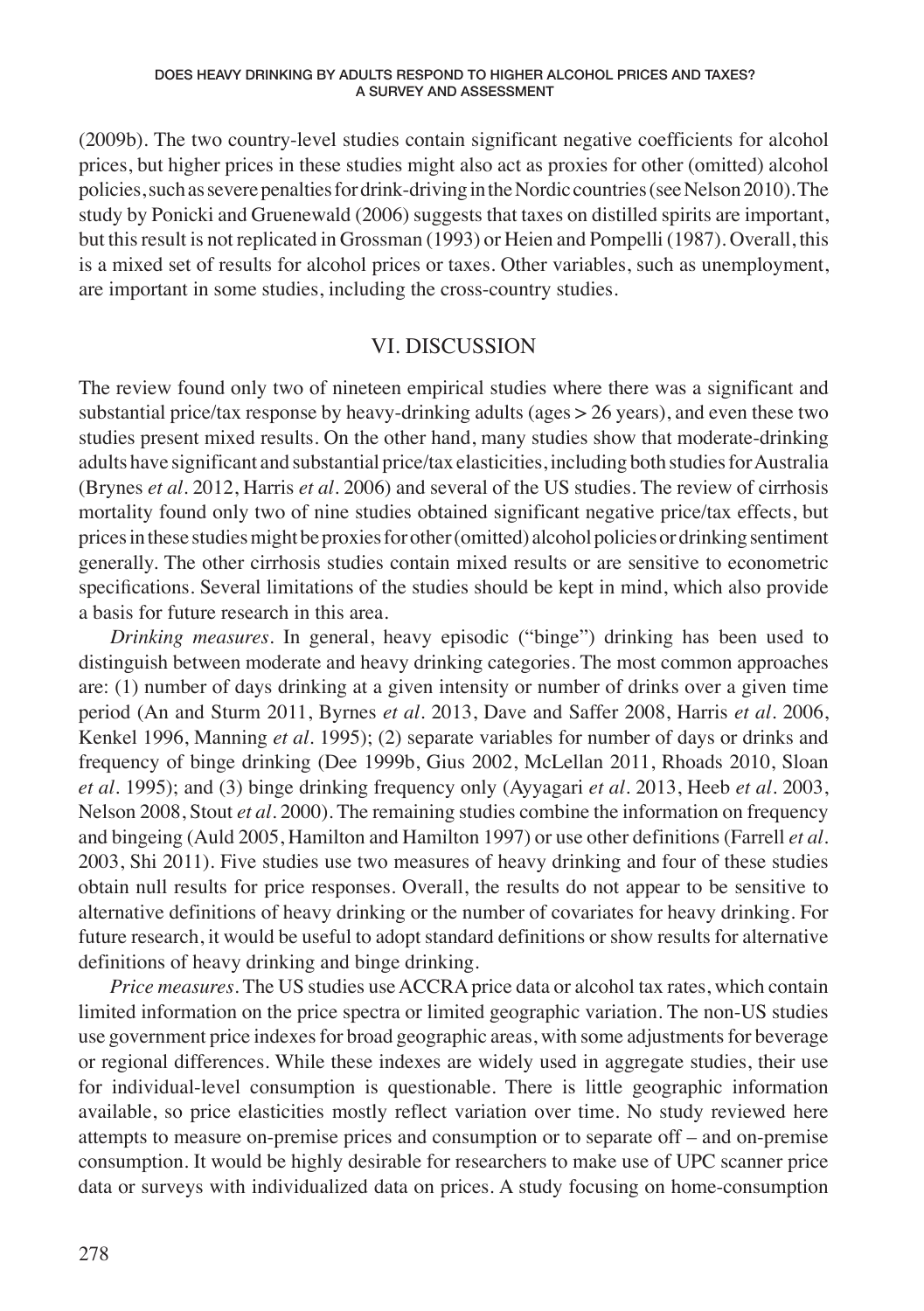(2009b). The two country-level studies contain significant negative coefficients for alcohol prices, but higher prices in these studies might also act as proxies for other (omitted) alcohol policies, such as severe penalties for drink-driving in the Nordic countries (see Nelson 2010). The study by Ponicki and Gruenewald (2006) suggests that taxes on distilled spirits are important, but this result is not replicated in Grossman (1993) or Heien and Pompelli (1987). Overall, this is a mixed set of results for alcohol prices or taxes. Other variables, such as unemployment, are important in some studies, including the cross-country studies.

## VI. DISCUSSION

The review found only two of nineteen empirical studies where there was a significant and substantial price/tax response by heavy-drinking adults (ages > 26 years), and even these two studies present mixed results. On the other hand, many studies show that moderate-drinking adults have significant and substantial price/tax elasticities, including both studies for Australia (Brynes *et al*. 2012, Harris *et al*. 2006) and several of the US studies. The review of cirrhosis mortality found only two of nine studies obtained significant negative price/tax effects, but prices in these studies might be proxies for other (omitted) alcohol policies or drinking sentiment generally. The other cirrhosis studies contain mixed results or are sensitive to econometric specifications. Several limitations of the studies should be kept in mind, which also provide a basis for future research in this area.

*Drinking measures*. In general, heavy episodic ("binge") drinking has been used to distinguish between moderate and heavy drinking categories. The most common approaches are: (1) number of days drinking at a given intensity or number of drinks over a given time period (An and Sturm 2011, Byrnes *et al*. 2013, Dave and Saffer 2008, Harris *et al*. 2006, Kenkel 1996, Manning *et al*. 1995); (2) separate variables for number of days or drinks and frequency of binge drinking (Dee 1999b, Gius 2002, McLellan 2011, Rhoads 2010, Sloan *et al*. 1995); and (3) binge drinking frequency only (Ayyagari *et al*. 2013, Heeb *et al*. 2003, Nelson 2008, Stout *et al*. 2000). The remaining studies combine the information on frequency and bingeing (Auld 2005, Hamilton and Hamilton 1997) or use other definitions (Farrell *et al*. 2003, Shi 2011). Five studies use two measures of heavy drinking and four of these studies obtain null results for price responses. Overall, the results do not appear to be sensitive to alternative definitions of heavy drinking or the number of covariates for heavy drinking. For future research, it would be useful to adopt standard definitions or show results for alternative definitions of heavy drinking and binge drinking.

*Price measures*. The US studies use ACCRA price data or alcohol tax rates, which contain limited information on the price spectra or limited geographic variation. The non-US studies use government price indexes for broad geographic areas, with some adjustments for beverage or regional differences. While these indexes are widely used in aggregate studies, their use for individual-level consumption is questionable. There is little geographic information available, so price elasticities mostly reflect variation over time. No study reviewed here attempts to measure on-premise prices and consumption or to separate off – and on-premise consumption. It would be highly desirable for researchers to make use of UPC scanner price data or surveys with individualized data on prices. A study focusing on home-consumption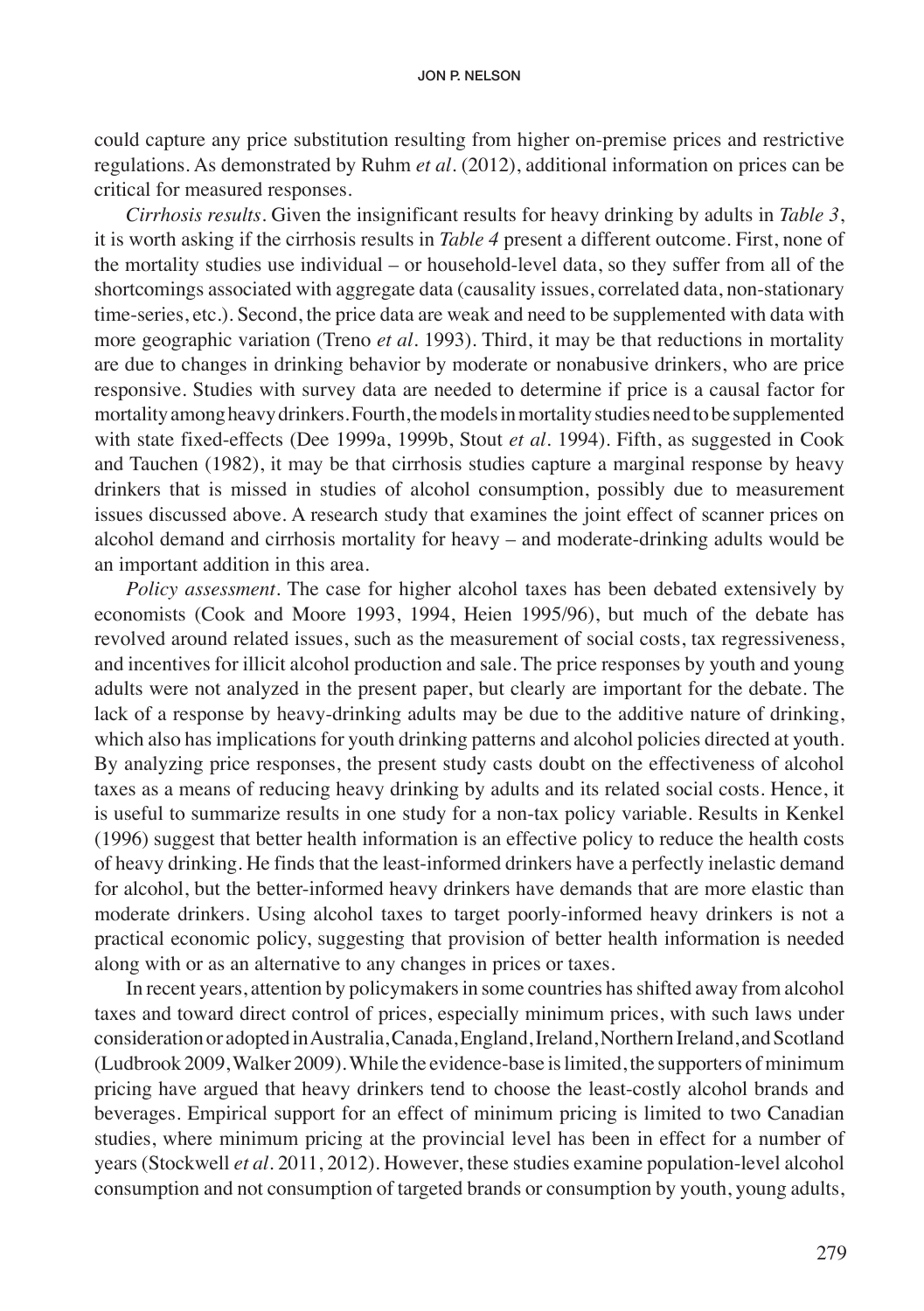could capture any price substitution resulting from higher on-premise prices and restrictive regulations. As demonstrated by Ruhm *et al.* (2012), additional information on prices can be critical for measured responses.

*Cirrhosis results*. Given the insignificant results for heavy drinking by adults in *Table 3*, it is worth asking if the cirrhosis results in *Table 4* present a different outcome. First, none of the mortality studies use individual – or household-level data, so they suffer from all of the shortcomings associated with aggregate data (causality issues, correlated data, non-stationary time-series, etc.). Second, the price data are weak and need to be supplemented with data with more geographic variation (Treno *et al.* 1993). Third, it may be that reductions in mortality are due to changes in drinking behavior by moderate or nonabusive drinkers, who are price responsive. Studies with survey data are needed to determine if price is a causal factor for mortality among heavy drinkers. Fourth, the models in mortality studies need to be supplemented with state fixed-effects (Dee 1999a, 1999b, Stout *et al.* 1994). Fifth, as suggested in Cook and Tauchen (1982), it may be that cirrhosis studies capture a marginal response by heavy drinkers that is missed in studies of alcohol consumption, possibly due to measurement issues discussed above. A research study that examines the joint effect of scanner prices on alcohol demand and cirrhosis mortality for heavy – and moderate-drinking adults would be an important addition in this area.

*Policy assessment*. The case for higher alcohol taxes has been debated extensively by economists (Cook and Moore 1993, 1994, Heien 1995/96), but much of the debate has revolved around related issues, such as the measurement of social costs, tax regressiveness, and incentives for illicit alcohol production and sale. The price responses by youth and young adults were not analyzed in the present paper, but clearly are important for the debate. The lack of a response by heavy-drinking adults may be due to the additive nature of drinking, which also has implications for youth drinking patterns and alcohol policies directed at youth. By analyzing price responses, the present study casts doubt on the effectiveness of alcohol taxes as a means of reducing heavy drinking by adults and its related social costs. Hence, it is useful to summarize results in one study for a non-tax policy variable. Results in Kenkel (1996) suggest that better health information is an effective policy to reduce the health costs of heavy drinking. He finds that the least-informed drinkers have a perfectly inelastic demand for alcohol, but the better-informed heavy drinkers have demands that are more elastic than moderate drinkers. Using alcohol taxes to target poorly-informed heavy drinkers is not a practical economic policy, suggesting that provision of better health information is needed along with or as an alternative to any changes in prices or taxes.

In recent years, attention by policymakers in some countries has shifted away from alcohol taxes and toward direct control of prices, especially minimum prices, with such laws under consideration or adopted in Australia, Canada, England, Ireland, Northern Ireland, and Scotland (Ludbrook 2009, Walker 2009). While the evidence-base is limited, the supporters of minimum pricing have argued that heavy drinkers tend to choose the least-costly alcohol brands and beverages. Empirical support for an effect of minimum pricing is limited to two Canadian studies, where minimum pricing at the provincial level has been in effect for a number of years (Stockwell *et al.* 2011, 2012). However, these studies examine population-level alcohol consumption and not consumption of targeted brands or consumption by youth, young adults,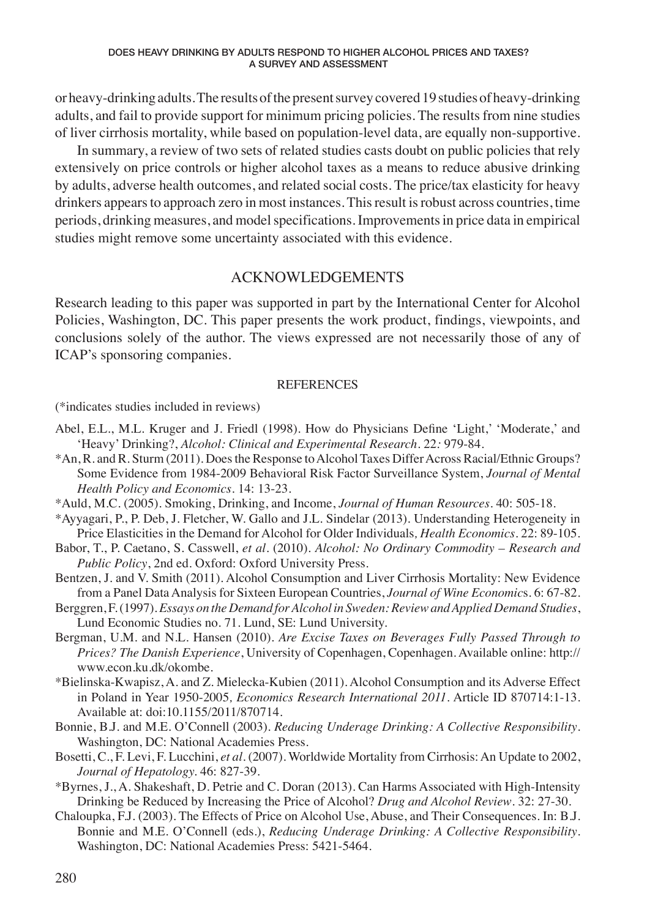or heavy-drinking adults. The results of the present survey covered 19 studies of heavy-drinking adults, and fail to provide support for minimum pricing policies. The results from nine studies of liver cirrhosis mortality, while based on population-level data, are equally non-supportive.

In summary, a review of two sets of related studies casts doubt on public policies that rely extensively on price controls or higher alcohol taxes as a means to reduce abusive drinking by adults, adverse health outcomes, and related social costs. The price/tax elasticity for heavy drinkers appears to approach zero in most instances. This result is robust across countries, time periods, drinking measures, and model specifications. Improvements in price data in empirical studies might remove some uncertainty associated with this evidence.

## ACKNOWLEDGEMENTS

Research leading to this paper was supported in part by the International Center for Alcohol Policies, Washington, DC. This paper presents the work product, findings, viewpoints, and conclusions solely of the author. The views expressed are not necessarily those of any of ICAP's sponsoring companies.

## REFERENCES

(*indicates studies included in reviews)

Abel, E.L., M.L. Kruger and J. Friedl (1998). How do Physicians Define 'Light,' 'Moderate,' and 'Heavy' Drinking?, *Alcohol: Clinical and Experimental Research*. 22*:* 979-84.

*An, R. and R. Sturm (2011). Does the Response to Alcohol Taxes Differ Across Racial/Ethnic Groups? Some Evidence from 1984-2009 Behavioral Risk Factor Surveillance System, *Journal of Mental Health Policy and Economics*. 14: 13-23.

*Auld, M.C. (2005). Smoking, Drinking, and Income, *Journal of Human Resources*. 40: 505-18.

*Ayyagari, P., P. Deb, J. Fletcher, W. Gallo and J.L. Sindelar (2013). Understanding Heterogeneity in Price Elasticities in the Demand for Alcohol for Older Individuals*, Health Economics*. 22: 89-105.

Babor, T., P. Caetano, S. Casswell, *et al*. (2010). *Alcohol: No Ordinary Commodity – Research and Public Policy*, 2nd ed. Oxford: Oxford University Press.

Bentzen, J. and V. Smith (2011). Alcohol Consumption and Liver Cirrhosis Mortality: New Evidence from a Panel Data Analysis for Sixteen European Countries, *Journal of Wine Economics*. 6: 67-82.

Berggren, F. (1997). *Essays on the Demand for Alcohol in Sweden: Review and Applied Demand Studies*, Lund Economic Studies no. 71. Lund, SE: Lund University.

Bergman, U.M. and N.L. Hansen (2010). *Are Excise Taxes on Beverages Fully Passed Through to Prices? The Danish Experience*, University of Copenhagen, Copenhagen. Available online: http://www.econ.ku.dk/okombe.

*Bielinska-Kwapisz, A. and Z. Mielecka-Kubien (2011). Alcohol Consumption and its Adverse Effect in Poland in Year 1950-2005*, Economics Research International 2011*. Article ID 870714:1-13. Available at: doi:10.1155/2011/870714.

Bonnie, B.J. and M.E. O'Connell (2003). *Reducing Underage Drinking: A Collective Responsibility*. Washington, DC: National Academies Press.

Bosetti, C., F. Levi, F. Lucchini, *et al*. (2007). Worldwide Mortality from Cirrhosis: An Update to 2002, *Journal of Hepatology*. 46: 827-39.

*Byrnes, J., A. Shakeshaft, D. Petrie and C. Doran (2013). Can Harms Associated with High-Intensity Drinking be Reduced by Increasing the Price of Alcohol? *Drug and Alcohol Review*. 32: 27-30.

Chaloupka, F.J. (2003). The Effects of Price on Alcohol Use, Abuse, and Their Consequences. In: B.J. Bonnie and M.E. O'Connell (eds.), *Reducing Underage Drinking: A Collective Responsibility*. Washington, DC: National Academies Press: 5421-5464.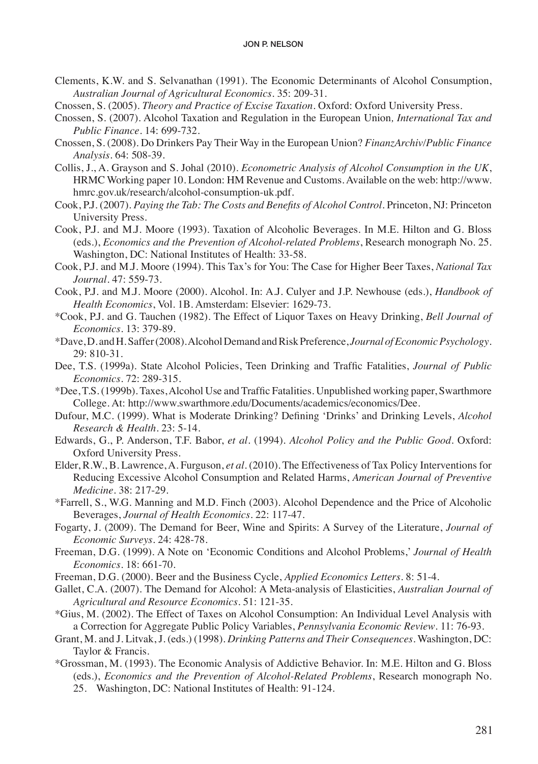Clements, K.W. and S. Selvanathan (1991). The Economic Determinants of Alcohol Consumption, *Australian Journal of Agricultural Economics*. 35: 209-31.

Cnossen, S. (2005). *Theory and Practice of Excise Taxation*. Oxford: Oxford University Press.

Cnossen, S. (2007). Alcohol Taxation and Regulation in the European Union*, International Tax and Public Finance*. 14: 699-732.

Cnossen, S. (2008). Do Drinkers Pay Their Way in the European Union? *FinanzArchiv/Public Finance Analysis*. 64: 508-39.

Collis, J., A. Grayson and S. Johal (2010). *Econometric Analysis of Alcohol Consumption in the UK*, HRMC Working paper 10. London: HM Revenue and Customs. Available on the web: http://www.hmrc.gov.uk/research/alcohol-consumption-uk.pdf.

Cook, P.J. (2007). *Paying the Tab: The Costs and Benefits of Alcohol Control*. Princeton, NJ: Princeton University Press.

Cook, P.J. and M.J. Moore (1993). Taxation of Alcoholic Beverages. In M.E. Hilton and G. Bloss (eds.), *Economics and the Prevention of Alcohol-related Problems*, Research monograph No. 25. Washington, DC: National Institutes of Health: 33-58.

Cook, P.J. and M.J. Moore (1994). This Tax's for You: The Case for Higher Beer Taxes, *National Tax Journal*. 47: 559-73.

Cook, P.J. and M.J. Moore (2000). Alcohol. In: A.J. Culyer and J.P. Newhouse (eds.), *Handbook of Health Economics*, Vol. 1B. Amsterdam: Elsevier: 1629-73.

*Cook, P.J. and G. Tauchen (1982). The Effect of Liquor Taxes on Heavy Drinking, *Bell Journal of Economics*. 13: 379-89.

*Dave, D. and H. Saffer (2008). Alcohol Demand and Risk Preference, *Journal of Economic Psychology*. 29: 810-31.

Dee, T.S. (1999a). State Alcohol Policies, Teen Drinking and Traffic Fatalities, *Journal of Public Economics*. 72: 289-315.

*Dee, T.S. (1999b). Taxes, Alcohol Use and Traffic Fatalities. Unpublished working paper, Swarthmore College. At: http://www.swarthmore.edu/Documents/academics/economics/Dee.

Dufour, M.C. (1999). What is Moderate Drinking? Defining 'Drinks' and Drinking Levels, *Alcohol Research & Health*. 23: 5-14.

Edwards, G., P. Anderson, T.F. Babor, *et al*. (1994). *Alcohol Policy and the Public Good*. Oxford: Oxford University Press.

Elder, R.W., B. Lawrence, A. Furguson, *et al*. (2010). The Effectiveness of Tax Policy Interventions for Reducing Excessive Alcohol Consumption and Related Harms, *American Journal of Preventive Medicine*. 38: 217-29.

*Farrell, S., W.G. Manning and M.D. Finch (2003). Alcohol Dependence and the Price of Alcoholic Beverages, *Journal of Health Economics*. 22: 117-47.

Fogarty, J. (2009). The Demand for Beer, Wine and Spirits: A Survey of the Literature, *Journal of Economic Surveys*. 24: 428-78.

Freeman, D.G. (1999). A Note on 'Economic Conditions and Alcohol Problems,' *Journal of Health Economics*. 18: 661-70.

Freeman, D.G. (2000). Beer and the Business Cycle, *Applied Economics Letters*. 8: 51-4.

Gallet, C.A. (2007). The Demand for Alcohol: A Meta-analysis of Elasticities, *Australian Journal of Agricultural and Resource Economics*. 51: 121-35.

*Gius, M. (2002). The Effect of Taxes on Alcohol Consumption: An Individual Level Analysis with a Correction for Aggregate Public Policy Variables, *Pennsylvania Economic Review*. 11: 76-93.

Grant, M. and J. Litvak, J. (eds.) (1998). *Drinking Patterns and Their Consequences*. Washington, DC: Taylor & Francis.

*Grossman, M. (1993). The Economic Analysis of Addictive Behavior. In: M.E. Hilton and G. Bloss (eds.), *Economics and the Prevention of Alcohol-Related Problems*, Research monograph No. 25. Washington, DC: National Institutes of Health: 91-124.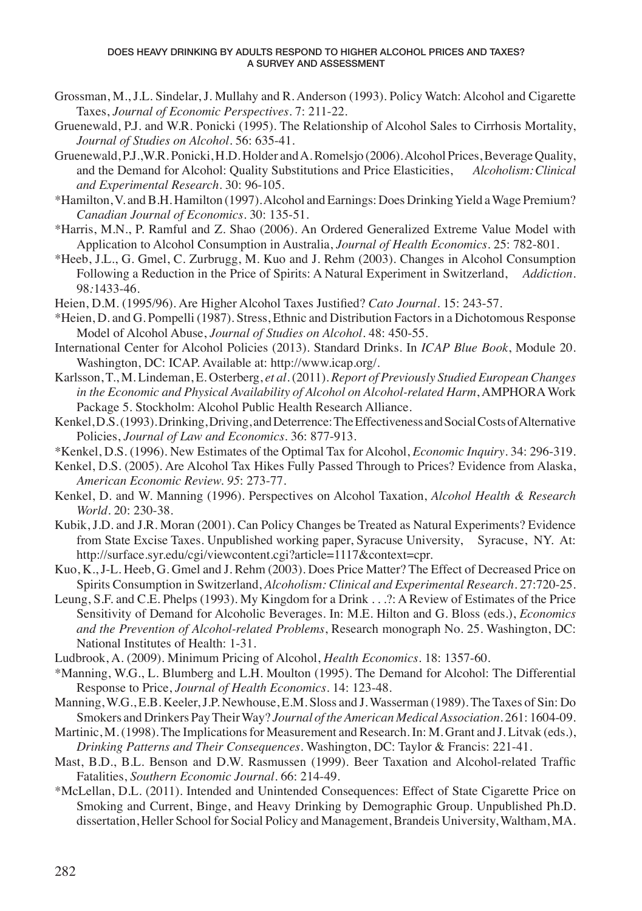Grossman, M., J.L. Sindelar, J. Mullahy and R. Anderson (1993). Policy Watch: Alcohol and Cigarette Taxes, *Journal of Economic Perspectives*. 7: 211-22.

Gruenewald, P.J. and W.R. Ponicki (1995). The Relationship of Alcohol Sales to Cirrhosis Mortality, *Journal of Studies on Alcohol*. 56: 635-41.

Gruenewald, P.J., W.R. Ponicki, H.D. Holder and A. Romelsjo (2006). Alcohol Prices, Beverage Quality, and the Demand for Alcohol: Quality Substitutions and Price Elasticities, *Alcoholism: Clinical and Experimental Research*. 30: 96-105.

*Hamilton, V. and B.H. Hamilton (1997). Alcohol and Earnings: Does Drinking Yield a Wage Premium? *Canadian Journal of Economics*. 30: 135-51.

*Harris, M.N., P. Ramful and Z. Shao (2006). An Ordered Generalized Extreme Value Model with Application to Alcohol Consumption in Australia, *Journal of Health Economics*. 25: 782-801.

*Heeb, J.L., G. Gmel, C. Zurbrugg, M. Kuo and J. Rehm (2003). Changes in Alcohol Consumption Following a Reduction in the Price of Spirits: A Natural Experiment in Switzerland, *Addiction*. 98:1433-46.

Heien, D.M. (1995/96). Are Higher Alcohol Taxes Justified? *Cato Journal*. 15: 243-57.

*Heien, D. and G. Pompelli (1987). Stress, Ethnic and Distribution Factors in a Dichotomous Response Model of Alcohol Abuse, *Journal of Studies on Alcohol*. 48: 450-55.

International Center for Alcohol Policies (2013). Standard Drinks. In *ICAP Blue Book*, Module 20. Washington, DC: ICAP. Available at: http://www.icap.org/.

Karlsson, T., M. Lindeman, E. Osterberg, *et al*. (2011). *Report of Previously Studied European Changes in the Economic and Physical Availability of Alcohol on Alcohol-related Harm*, AMPHORA Work Package 5. Stockholm: Alcohol Public Health Research Alliance.

Kenkel, D.S. (1993). Drinking, Driving, and Deterrence: The Effectiveness and Social Costs of Alternative Policies, *Journal of Law and Economics*. 36: 877-913.

*Kenkel, D.S. (1996). New Estimates of the Optimal Tax for Alcohol, *Economic Inquiry*. 34: 296-319.

Kenkel, D.S. (2005). Are Alcohol Tax Hikes Fully Passed Through to Prices? Evidence from Alaska, *American Economic Review. 95*: 273-77.

Kenkel, D. and W. Manning (1996). Perspectives on Alcohol Taxation, *Alcohol Health & Research World*. 20: 230-38.

Kubik, J.D. and J.R. Moran (2001). Can Policy Changes be Treated as Natural Experiments? Evidence from State Excise Taxes. Unpublished working paper, Syracuse University, Syracuse, NY. At: http://surface.syr.edu/cgi/viewcontent.cgi?article=1117&context=cpr.

Kuo, K., J-L. Heeb, G. Gmel and J. Rehm (2003). Does Price Matter? The Effect of Decreased Price on Spirits Consumption in Switzerland, *Alcoholism: Clinical and Experimental Research*. 27:720-25.

Leung, S.F. and C.E. Phelps (1993). My Kingdom for a Drink . . .?: A Review of Estimates of the Price Sensitivity of Demand for Alcoholic Beverages. In: M.E. Hilton and G. Bloss (eds.), *Economics and the Prevention of Alcohol-related Problems*, Research monograph No. 25. Washington, DC: National Institutes of Health: 1-31.

Ludbrook, A. (2009). Minimum Pricing of Alcohol, *Health Economics*. 18: 1357-60.

*Manning, W.G., L. Blumberg and L.H. Moulton (1995). The Demand for Alcohol: The Differential Response to Price, *Journal of Health Economics*. 14: 123-48.

Manning, W.G., E.B. Keeler, J.P. Newhouse, E.M. Sloss and J. Wasserman (1989). The Taxes of Sin: Do Smokers and Drinkers Pay Their Way? *Journal of the American Medical Association*. 261: 1604-09.

Martinic, M. (1998). The Implications for Measurement and Research. In: M. Grant and J. Litvak (eds.), *Drinking Patterns and Their Consequences*. Washington, DC: Taylor & Francis: 221-41.

Mast, B.D., B.L. Benson and D.W. Rasmussen (1999). Beer Taxation and Alcohol-related Traffic Fatalities, *Southern Economic Journal*. 66: 214-49.

*McLellan, D.L. (2011). Intended and Unintended Consequences: Effect of State Cigarette Price on Smoking and Current, Binge, and Heavy Drinking by Demographic Group. Unpublished Ph.D. dissertation, Heller School for Social Policy and Management, Brandeis University, Waltham, MA.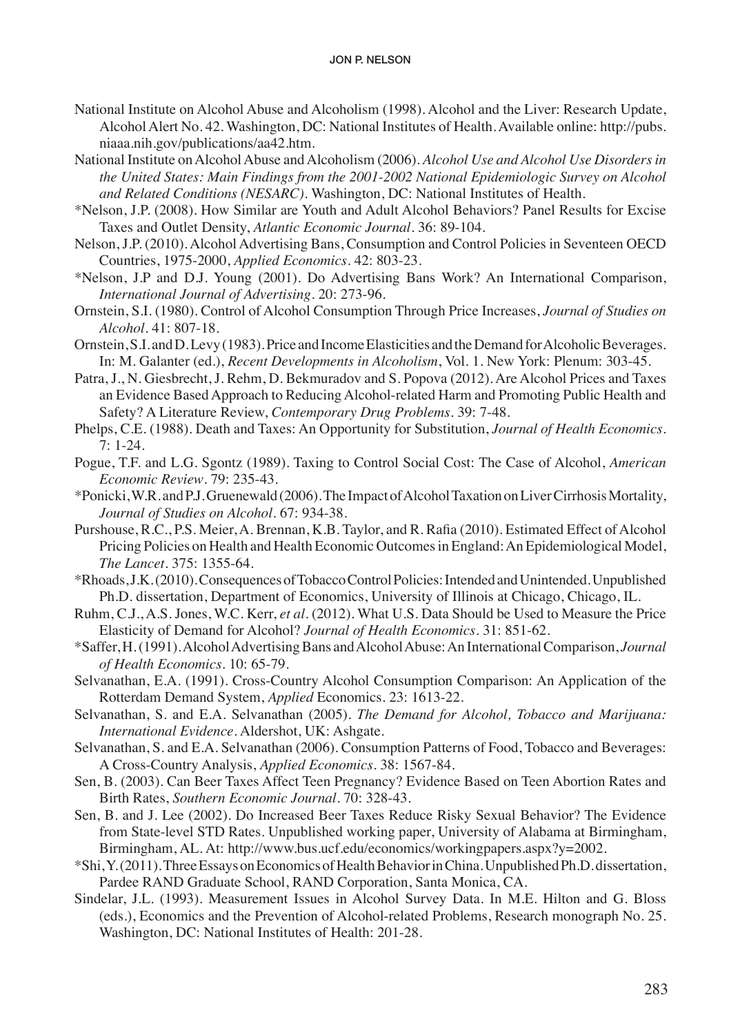National Institute on Alcohol Abuse and Alcoholism (1998). Alcohol and the Liver: Research Update, Alcohol Alert No. 42. Washington, DC: National Institutes of Health. Available online: http://pubs.niaaa.nih.gov/publications/aa42.htm.

National Institute on Alcohol Abuse and Alcoholism (2006). *Alcohol Use and Alcohol Use Disorders in the United States: Main Findings from the 2001-2002 National Epidemiologic Survey on Alcohol and Related Conditions (NESARC)*. Washington, DC: National Institutes of Health.

*Nelson, J.P. (2008). How Similar are Youth and Adult Alcohol Behaviors? Panel Results for Excise Taxes and Outlet Density, *Atlantic Economic Journal*. 36: 89-104.

Nelson, J.P. (2010). Alcohol Advertising Bans, Consumption and Control Policies in Seventeen OECD Countries, 1975-2000, *Applied Economics*. 42: 803-23.

*Nelson, J.P and D.J. Young (2001). Do Advertising Bans Work? An International Comparison, *International Journal of Advertising*. 20: 273-96.

Ornstein, S.I. (1980). Control of Alcohol Consumption Through Price Increases, *Journal of Studies on Alcohol*. 41: 807-18.

Ornstein, S.I. and D. Levy (1983). Price and Income Elasticities and the Demand for Alcoholic Beverages. In: M. Galanter (ed.), *Recent Developments in Alcoholism*, Vol. 1. New York: Plenum: 303-45.

Patra, J., N. Giesbrecht, J. Rehm, D. Bekmuradov and S. Popova (2012). Are Alcohol Prices and Taxes an Evidence Based Approach to Reducing Alcohol-related Harm and Promoting Public Health and Safety? A Literature Review, *Contemporary Drug Problems*. 39: 7-48.

Phelps, C.E. (1988). Death and Taxes: An Opportunity for Substitution, *Journal of Health Economics*. 7: 1-24.

Pogue, T.F. and L.G. Sgontz (1989). Taxing to Control Social Cost: The Case of Alcohol, *American Economic Review*. 79: 235-43.

*Ponicki, W.R. and P.J. Gruenewald (2006). The Impact of Alcohol Taxation on Liver Cirrhosis Mortality, *Journal of Studies on Alcohol*. 67: 934-38.

Purshouse, R.C., P.S. Meier, A. Brennan, K.B. Taylor, and R. Rafia (2010). Estimated Effect of Alcohol Pricing Policies on Health and Health Economic Outcomes in England: An Epidemiological Model, *The Lancet*. 375: 1355-64.

*Rhoads, J.K. (2010). Consequences of Tobacco Control Policies: Intended and Unintended. Unpublished Ph.D. dissertation, Department of Economics, University of Illinois at Chicago, Chicago, IL.

Ruhm, C.J., A.S. Jones, W.C. Kerr, *et al*. (2012). What U.S. Data Should be Used to Measure the Price Elasticity of Demand for Alcohol? *Journal of Health Economics*. 31: 851-62.

*Saffer, H. (1991). Alcohol Advertising Bans and Alcohol Abuse: An International Comparison, *Journal of Health Economics*. 10: 65-79.

Selvanathan, E.A. (1991). Cross-Country Alcohol Consumption Comparison: An Application of the Rotterdam Demand System, *Applied* Economics. 23: 1613-22.

Selvanathan, S. and E.A. Selvanathan (2005). *The Demand for Alcohol, Tobacco and Marijuana: International Evidence*. Aldershot, UK: Ashgate.

Selvanathan, S. and E.A. Selvanathan (2006). Consumption Patterns of Food, Tobacco and Beverages: A Cross-Country Analysis, *Applied Economics*. 38: 1567-84.

Sen, B. (2003). Can Beer Taxes Affect Teen Pregnancy? Evidence Based on Teen Abortion Rates and Birth Rates, *Southern Economic Journal*. 70: 328-43.

Sen, B. and J. Lee (2002). Do Increased Beer Taxes Reduce Risky Sexual Behavior? The Evidence from State-level STD Rates. Unpublished working paper, University of Alabama at Birmingham, Birmingham, AL. At: http://www.bus.ucf.edu/economics/workingpapers.aspx?y=2002.

*Shi, Y. (2011). Three Essays on Economics of Health Behavior in China. Unpublished Ph.D. dissertation, Pardee RAND Graduate School, RAND Corporation, Santa Monica, CA.

Sindelar, J.L. (1993). Measurement Issues in Alcohol Survey Data. In M.E. Hilton and G. Bloss (eds.), Economics and the Prevention of Alcohol-related Problems, Research monograph No. 25. Washington, DC: National Institutes of Health: 201-28.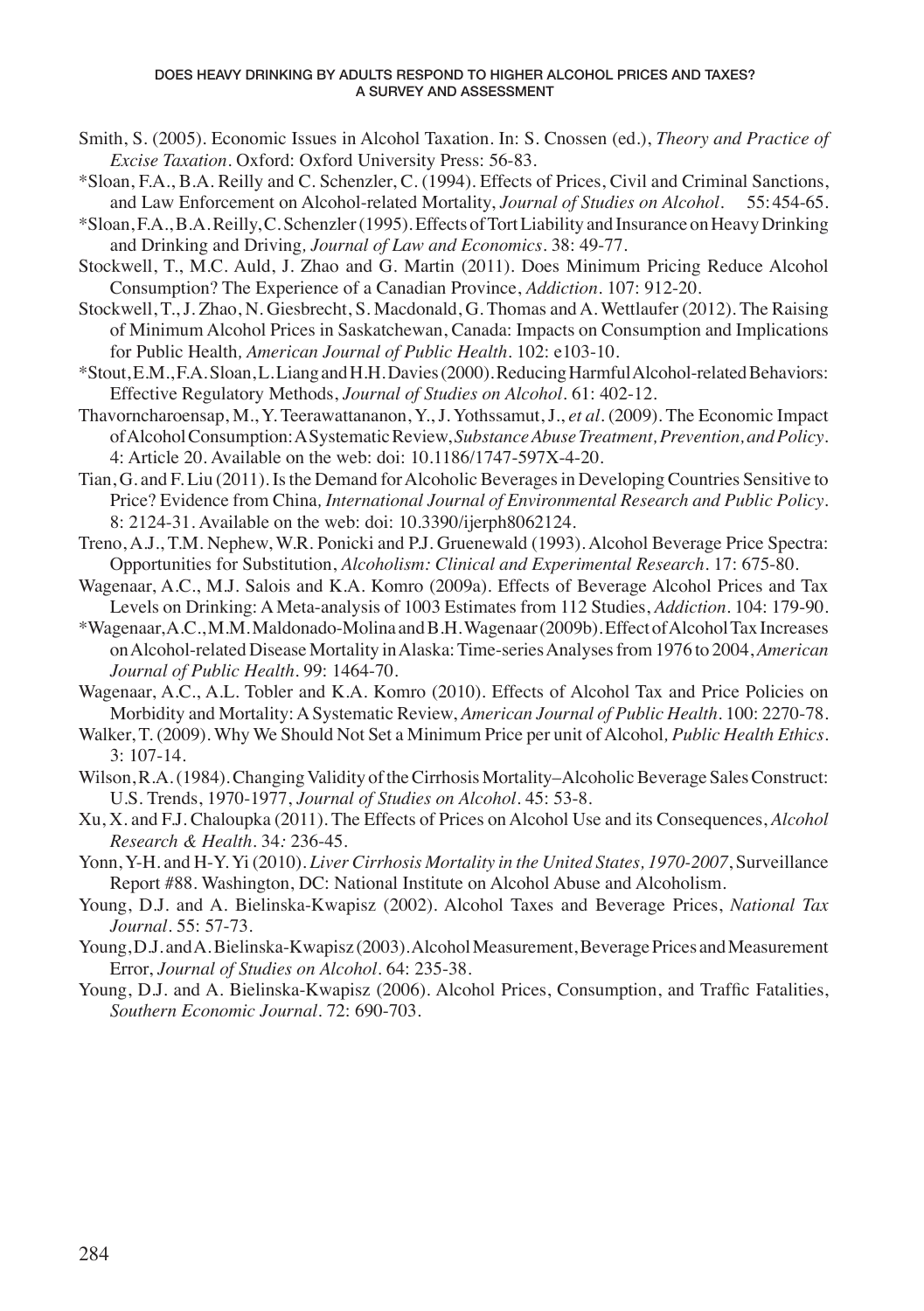Smith, S. (2005). Economic Issues in Alcohol Taxation. In: S. Cnossen (ed.), *Theory and Practice of Excise Taxation*. Oxford: Oxford University Press: 56-83.

*Sloan, F.A., B.A. Reilly and C. Schenzler, C. (1994). Effects of Prices, Civil and Criminal Sanctions, and Law Enforcement on Alcohol-related Mortality, *Journal of Studies on Alcohol*. 55: 454-65.

*Sloan, F.A., B.A. Reilly, C. Schenzler (1995). Effects of Tort Liability and Insurance on Heavy Drinking and Drinking and Driving, *Journal of Law and Economics*. 38: 49-77.

Stockwell, T., M.C. Auld, J. Zhao and G. Martin (2011). Does Minimum Pricing Reduce Alcohol Consumption? The Experience of a Canadian Province, *Addiction*. 107: 912-20.

Stockwell, T., J. Zhao, N. Giesbrecht, S. Macdonald, G. Thomas and A. Wettlaufer (2012). The Raising of Minimum Alcohol Prices in Saskatchewan, Canada: Impacts on Consumption and Implications for Public Health, *American Journal of Public Health*. 102: e103-10.

*Stout, E.M., F.A. Sloan, L. Liang and H.H. Davies (2000). Reducing Harmful Alcohol-related Behaviors: Effective Regulatory Methods, *Journal of Studies on Alcohol*. 61: 402-12.

Thavorncharoensap, M., Y. Teerawattananon, Y., J. Yothssamut, J., *et al*. (2009). The Economic Impact of Alcohol Consumption: A Systematic Review, *Substance Abuse Treatment, Prevention, and Policy*. 4: Article 20. Available on the web: doi: 10.1186/1747-597X-4-20.

Tian, G. and F. Liu (2011). Is the Demand for Alcoholic Beverages in Developing Countries Sensitive to Price? Evidence from China, *International Journal of Environmental Research and Public Policy*. 8: 2124-31. Available on the web: doi: 10.3390/ijerph8062124.

Treno, A.J., T.M. Nephew, W.R. Ponicki and P.J. Gruenewald (1993). Alcohol Beverage Price Spectra: Opportunities for Substitution, *Alcoholism: Clinical and Experimental Research*. 17: 675-80.

Wagenaar, A.C., M.J. Salois and K.A. Komro (2009a). Effects of Beverage Alcohol Prices and Tax Levels on Drinking: A Meta-analysis of 1003 Estimates from 112 Studies, *Addiction*. 104: 179-90.

*Wagenaar, A.C., M.M. Maldonado-Molina and B.H. Wagenaar (2009b). Effect of Alcohol Tax Increases on Alcohol-related Disease Mortality in Alaska: Time-series Analyses from 1976 to 2004, *American Journal of Public Health*. 99: 1464-70.

Wagenaar, A.C., A.L. Tobler and K.A. Komro (2010). Effects of Alcohol Tax and Price Policies on Morbidity and Mortality: A Systematic Review, *American Journal of Public Health*. 100: 2270-78.

Walker, T. (2009). Why We Should Not Set a Minimum Price per unit of Alcohol, *Public Health Ethics*. 3: 107-14.

Wilson, R.A. (1984). Changing Validity of the Cirrhosis Mortality–Alcoholic Beverage Sales Construct: U.S. Trends, 1970-1977, *Journal of Studies on Alcohol*. 45: 53-8.

Xu, X. and F.J. Chaloupka (2011). The Effects of Prices on Alcohol Use and its Consequences, *Alcohol Research & Health*. 34: 236-45.

Yonn, Y-H. and H-Y. Yi (2010). *Liver Cirrhosis Mortality in the United States, 1970-2007*, Surveillance Report #88. Washington, DC: National Institute on Alcohol Abuse and Alcoholism.

Young, D.J. and A. Bielinska-Kwapisz (2002). Alcohol Taxes and Beverage Prices, *National Tax Journal*. 55: 57-73.

Young, D.J. and A. Bielinska-Kwapisz (2003). Alcohol Measurement, Beverage Prices and Measurement Error, *Journal of Studies on Alcohol*. 64: 235-38.

Young, D.J. and A. Bielinska-Kwapisz (2006). Alcohol Prices, Consumption, and Traffic Fatalities, *Southern Economic Journal*. 72: 690-703.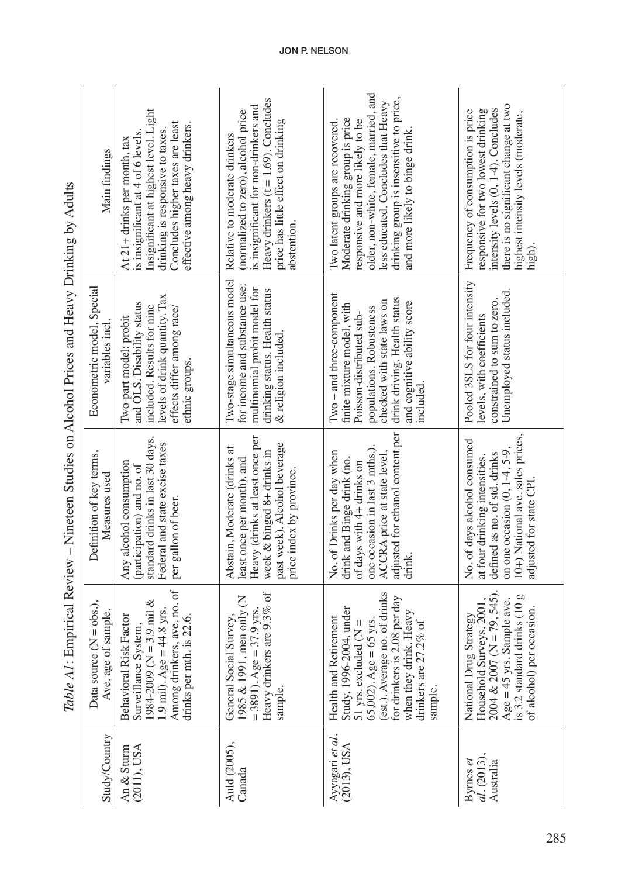*Table A1*: Empirical Review – Nineteen Studies on Alcohol Prices and Heavy Drinking by Adults

| Study/Country | Data source (N = obs.), Ave. age of sample. | Definition of key terms, Measures used | Econometric model, Special variables incl. | Main findings |
|---|---|---|---|---|
| An & Sturm (2011), USA | Behavioral Risk Factor Surveillance System, 1984-2009 (N = 3.9 mil & 1.9 mil). Age = 44.8 yrs. Among drinkers, ave. no. of drinks per mth. is 22.6. | Any alcohol consumption (participation) and no. of standard drinks in last 30 days. Federal and state excise taxes per gallon of beer. | Two-part model: probit and OLS. Disability status included. Results for nine levels of drink quantity. Tax effects differ among race/ethnic groups. | At 21+ drinks per month, tax is insignificant at 4 of 6 levels. Insignificant at highest level. Light drinking is responsive to taxes. Concludes higher taxes are least effective among heavy drinkers. |
| Auld (2005), Canada | General Social Survey, 1985 & 1991, men only (N = 3891). Age = 37.9 yrs. Heavy drinkers are 9.3% of sample. | Abstain, Moderate (drinks at least once per month), and Heavy (drinks at least once per week & binged 8+ drinks in past week). Alcohol beverage price index by province. | Two-stage simultaneous model for income and substance use: multinomial probit model for drinking status. Health status & religion included. | Relative to moderate drinkers (normalized to zero), alcohol price is insignificant for non-drinkers and Heavy drinkers (t = 1.69). Concludes price has little effect on drinking abstention. |
| Ayyagari *et al.* (2013), USA | Health and Retirement Study, 1996-2004, under 51 yrs. excluded (N = 65,002). Age = 65 yrs. (est.). Average no. of drinks for drinkers is 2.08 per day when they drink. Heavy drinkers are 27.2% of sample. | No. of Drinks per day when drink and Binge drink (no. of days with 4+ drinks on one occasion in last 3 mths.). ACCRA price at state level, adjusted for ethanol content per drink. | Two – and three-component finite mixture model, with Poisson-distributed sub-populations. Robusteness checked with state laws on drink driving. Health status and cognitive ability score included. | Two latent groups are recovered. Moderate drinking group is price responsive and more likely to be older, non-white, female, married, and less educated. Concludes that Heavy drinking group is insensitive to price, and more likely to binge drink. |
| Byrnes *et al.* (2013), Australia | National Drug Strategy Household Surveys, 2001, 2004 & 2007 (N = 79, 545). Age = 45 yrs. Sample ave. is 3.2 standard drinks (10 g of alcohol) per occasion. | No. of days alcohol consumed at four drinking intensities, defined as no. of std. drinks on one occasion (0, 1-4, 5-9, 10+) National ave. sales prices, adjusted for state CPI. | Pooled 3SLS for four intensity levels, with coefficients constrained to sum to zero. Unemployed status included. | Frequency of consumption is price responsive for two lowest drinking intensity levels (0, 1-4). Concludes there is no significant change at two highest intensity levels (moderate, high). |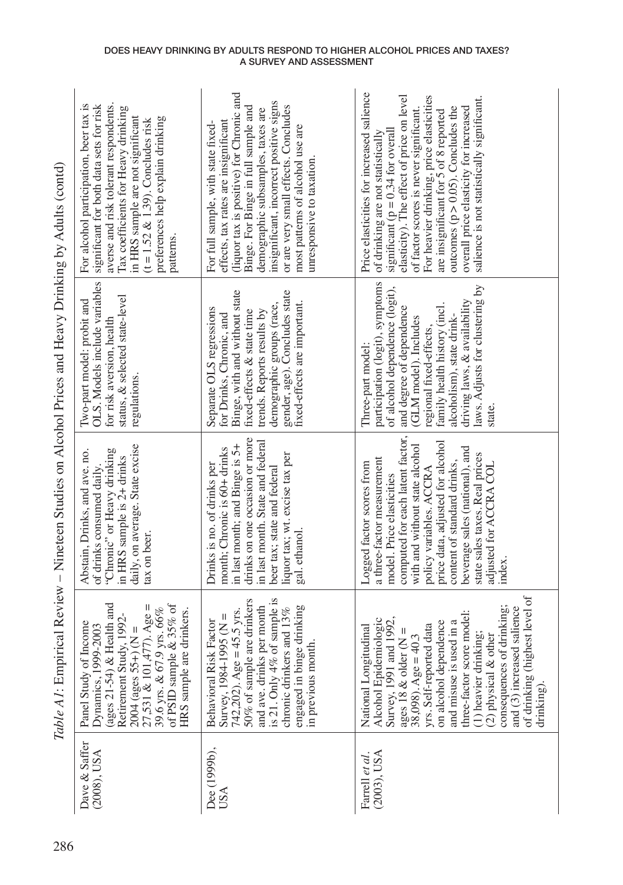*Table A1*: Empirical Review – Nineteen Studies on Alcohol Prices and Heavy Drinking by Adults (contd)

| | | | | |
|---|---|---|---|---|
| Dave & Saffer (2008), USA | Panel Study of Income Dynamics, 1999-2003 (ages 21-54) & Health and Retirement Study, 1992-2004 (ages 55+) (N = 27,531 & 101,477). Age = 39.6 yrs. & 67.9 yrs. 66% of PSID sample & 35% of HRS sample are drinkers. | Abstain, Drinks, and ave. no. of drinks consumed daily. "Chronic" or Heavy drinking in HRS sample is 2+ drinks daily, on average. State excise tax on beer. | Two-part model: probit and OLS. Models include variables for risk aversion, health status, & selected state-level regulations. | For alcohol participation, beer tax is significant for both data sets for risk averse and risk tolerant respondents. Tax coefficients for Heavy drinking in HRS sample are not significant (t = 1.52 & 1.39). Concludes risk preferences help explain drinking patterns. |
| Dee (1999b), USA | Behavioral Risk Factor Survey, 1984-1995 (N = 742,202). Age = 45.5 yrs. 50% of sample are drinkers and ave. drinks per month is 21. Only 4% of sample is chronic drinkers and 13% engaged in binge drinking in previous month. | Drinks is no. of drinks per month; Chronic is 60+ drinks in last month; and Binge is 5+ drinks on one occasion or more in last month. State and federal beer tax; state and federal liquor tax; wt. excise tax per gal. ethanol. | Separate OLS regressions for Drinks, Chronic, and Binge, with and without state fixed-effects & state time trends. Reports results by demographic groups (race, gender, age). Concludes state fixed-effects are important. | For full sample, with state fixed-effects, tax rates are insignificant (liquor tax is positive) for Chronic and Binge. For Binge in full sample and demographic subsamples, taxes are insignificant, incorrect positive signs or are very small effects. Concludes most patterns of alcohol use are unresponsive to taxation. |
| Farrell *et al.* (2003), USA | National Longitudinal Alcohol Epidemiologic Survey, 1991 and 1992, ages 18 & older (N = 38,098). Age = 40.3 yrs. Self-reported data on alcohol dependence and misuse is used in a three-factor score model: (1) heavier drinking; (2) physical & other consequences of drinking; and (3) increased salience of drinking (highest level of drinking). | Logged factor scores from a three-factor measurement model. Price elasticities computed for each latent factor, with and without state alcohol policy variables. ACCRA price data, adjusted for alcohol content of standard drinks, beverage sales (national), and state sales taxes. Real prices adjusted for ACCRA COL index. | Three-part model: participation (logit), symptoms of alcohol dependence (logit), and degree of dependence (GLM model). Includes regional fixed-effects, family health history (incl. alcoholism), state drink-driving laws, & availability laws. Adjusts for clustering by state. | Price elasticities for increased salience of drinking are not statistically significant (p = 0.34 for overall elasticity). The effect of price on level of factor scores is never significant. For heavier drinking, price elasticities are insignificant for 5 of 8 reported outcomes (p > 0.05). Concludes the overall price elasticity for increased salience is not statistically significant. |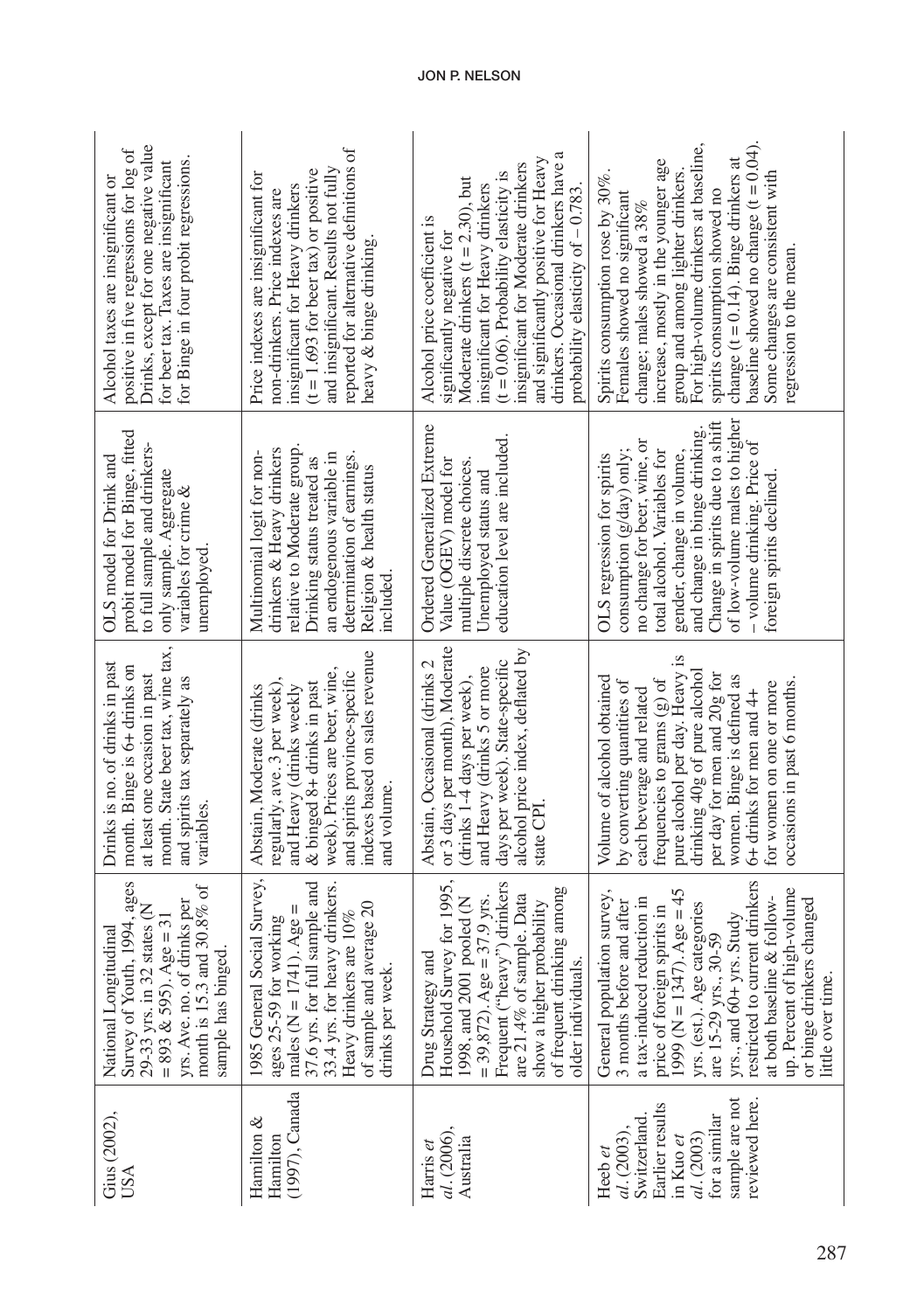| Gius (2002), USA | National Longitudinal Survey of Youth, 1994, ages 29-33 yrs. in 32 states (N = 893 & 595). Age = 31 yrs. Ave. no. of drinks per month is 15.3 and 30.8% of sample has binged. | Drinks is no. of drinks in past month. Binge is 6+ drinks on at least one occasion in past month. State beer tax, wine tax, and spirits tax separately as variables. | OLS model for Drink and probit model for Binge, fitted to full sample and drinkers-only sample. Aggregate variables for crime & unemployed. | Alcohol taxes are insignificant or positive in five regressions for log of Drinks, except for one negative value for beer tax. Taxes are insignificant for Binge in four probit regressions. |
|---|---|---|---|---|
| Hamilton & Hamilton (1997), Canada | 1985 General Social Survey, ages 25-59 for working males (N = 1741). Age = 37.6 yrs. for full sample and 33.4 yrs. for heavy drinkers. Heavy drinkers are 10% of sample and average 20 drinks per week. | Abstain, Moderate (drinks regularly, ave. 3 per week), and Heavy (drinks weekly & binged 8+ drinks in past week). Prices are beer, wine, and spirits province-specific indexes based on sales revenue and volume. | Multinomial logit for non-drinkers & Heavy drinkers relative to Moderate group. Drinking status treated as an endogenous variable in determination of earnings. Religion & health status included. | Price indexes are insignificant for non-drinkers. Price indexes are insignificant for Heavy drinkers (t = 1.693 for beer tax) or positive and insignificant. Results not fully reported for alternative definitions of heavy & binge drinking. |
| Harris *et al.* (2006), Australia | Drug Strategy and Household Survey for 1995, 1998, and 2001 pooled (N = 39,872). Age = 37.9 yrs. Frequent ("heavy") drinkers are 21.4% of sample. Data show a higher probability of frequent drinking among older individuals. | Abstain, Occasional (drinks 2 or 3 days per month), Moderate (drinks 1-4 days per week), and Heavy (drinks 5 or more days per week). State-specific alcohol price index, deflated by state CPI. | Ordered Generalized Extreme Value (OGEV) model for multiple discrete choices. Unemployed status and education level are included. | Alcohol price coefficient is significantly negative for Moderate drinkers (t = 2.30), but insignificant for Heavy drinkers (t = 0.06). Probability elasticity is insignificant for Moderate drinkers and significantly positive for Heavy drinkers. Occasional drinkers have a probability elasticity of – 0.783. |
| Heeb *et al.* (2003), Switzerland. Earlier results in Kuo *et al.* (2003) for a similar sample are not reviewed here. | General population survey, 3 months before and after a tax-induced reduction in price of foreign spirits in 1999 (N = 1347). Age = 45 yrs. (est.). Age categories are 15-29 yrs., 30-59 yrs., and 60+ yrs. Study restricted to current drinkers at both baseline & follow-up. Percent of high-volume or binge drinkers changed little over time. | Volume of alcohol obtained by converting quantities of each beverage and related frequencies to grams (g) of pure alcohol per day. Heavy is drinking 40g of pure alcohol per day for men and 20g for women. Binge is defined as 6+ drinks for men and 4+ for women on one or more occasions in past 6 months. | OLS regression for spirits consumption (g/day) only; no change for beer, wine, or total alcohol. Variables for gender, change in volume, and change in binge drinking. Change in spirits due to a shift of low-volume males to higher – volume drinking. Price of foreign spirits declined. | Spirits consumption rose by 30%. Females showed no significant change; males showed a 38% increase, mostly in the younger age group and among lighter drinkers. For high-volume drinkers at baseline, spirits consumption showed no change (t = 0.14). Binge drinkers at baseline showed no change (t = 0.04). Some changes are consistent with regression to the mean. |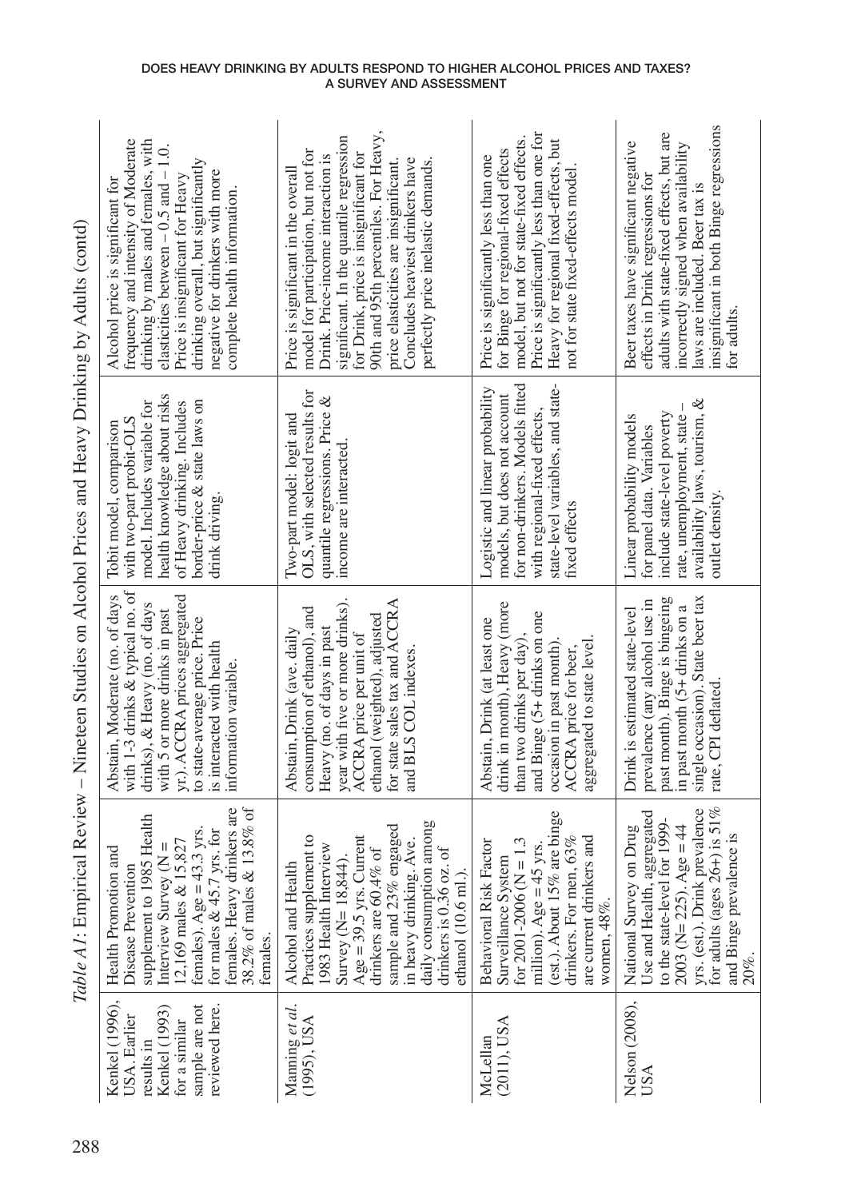*Table A1*: Empirical Review – Nineteen Studies on Alcohol Prices and Heavy Drinking by Adults (contd)

| | | | | |
|---|---|---|---|---|
| Kenkel (1996), USA. Earlier results in Kenkel (1993) for a similar sample are not reviewed here. | Health Promotion and Disease Prevention supplement to 1985 Health Interview Survey (N = 12,169 males & 15,827 females). Age = 43.3 yrs. for males & 45.7 yrs. for females. Heavy drinkers are 38.2% of males & 13.8% of females. | Abstain, Moderate (no. of days with 1-3 drinks & typical no. of drinks), & Heavy (no. of days with 5 or more drinks in past yr.). ACCRA prices aggregated to state-average price. Price is interacted with health information variable. | Tobit model, comparison with two-part probit-OLS model. Includes variable for health knowledge about risks of Heavy drinking. Includes border-price & state laws on drink driving. | Alcohol price is significant for frequency and intensity of Moderate drinking by males and females, with elasticities between – 0.5 and – 1.0. Price is insignificant for Heavy drinking overall, but significantly negative for drinkers with more complete health information. |
| Manning *et al.* (1995), USA | Alcohol and Health Practices supplement to 1983 Health Interview Survey (N= 18,844). Age = 39.5 yrs. Current drinkers are 60.4% of sample and 23% engaged in heavy drinking. Ave. daily consumption among drinkers is 0.36 oz. of ethanol (10.6 ml.). | Abstain, Drink (ave. daily consumption of ethanol), and Heavy (no. of days in past year with five or more drinks). ACCRA price per unit of ethanol (weighted), adjusted for state sales tax and ACCRA and BLS COL indexes. | Two-part model: logit and OLS, with selected results for quantile regressions. Price & income are interacted. | Price is significant in the overall model for participation, but not for Drink. Price-income interaction is significant. In the quantile regression for Drink, price is significant for 90th and 95th percentiles. For Heavy, price elasticities are insignificant. Concludes heaviest drinkers have perfectly price inelastic demands. |
| McLellan (2011), USA | Behavioral Risk Factor Surveillance System for 2001-2006 (N = 1.3 million). Age = 45 yrs. (est.). About 15% are binge drinkers. For men, 63% are current drinkers and women, 48%. | Abstain, Drink (at least one drink in month), Heavy (more than two drinks per day), and Binge (5+ drinks on one occasion in past month). ACCRA price for beer, aggregated to state level. | Logistic and linear probability models, but does not account for non-drinkers. Models fitted with regional-fixed effects, state-level variables, and state-fixed effects | Price is significantly less than one for Binge for regional-fixed effects model, but not for state-fixed effects. Price is significantly less than one for Heavy for regional fixed-effects, but not for state fixed-effects model. |
| Nelson (2008), USA | National Survey on Drug Use and Health, aggregated to the state-level for 1999-2003 (N= 225). Age = 44 yrs. (est.). Drink prevalence for adults (ages 26+) is 51% and Binge prevalence is 20%. | Drink is estimated state-level prevalence (any alcohol use in past month). Binge is bingeing in past month (5+ drinks on a single occasion). State beer tax rate, CPI deflated. | Linear probability models for panel data. Variables include state-level poverty rate, unemployment, state – availability laws, tourism, & outlet density. | Beer taxes have significant negative effects in Drink regressions for adults with state-fixed effects, but are incorrectly signed when availability laws are included. Beer tax is insignificant in both Binge regressions for adults. |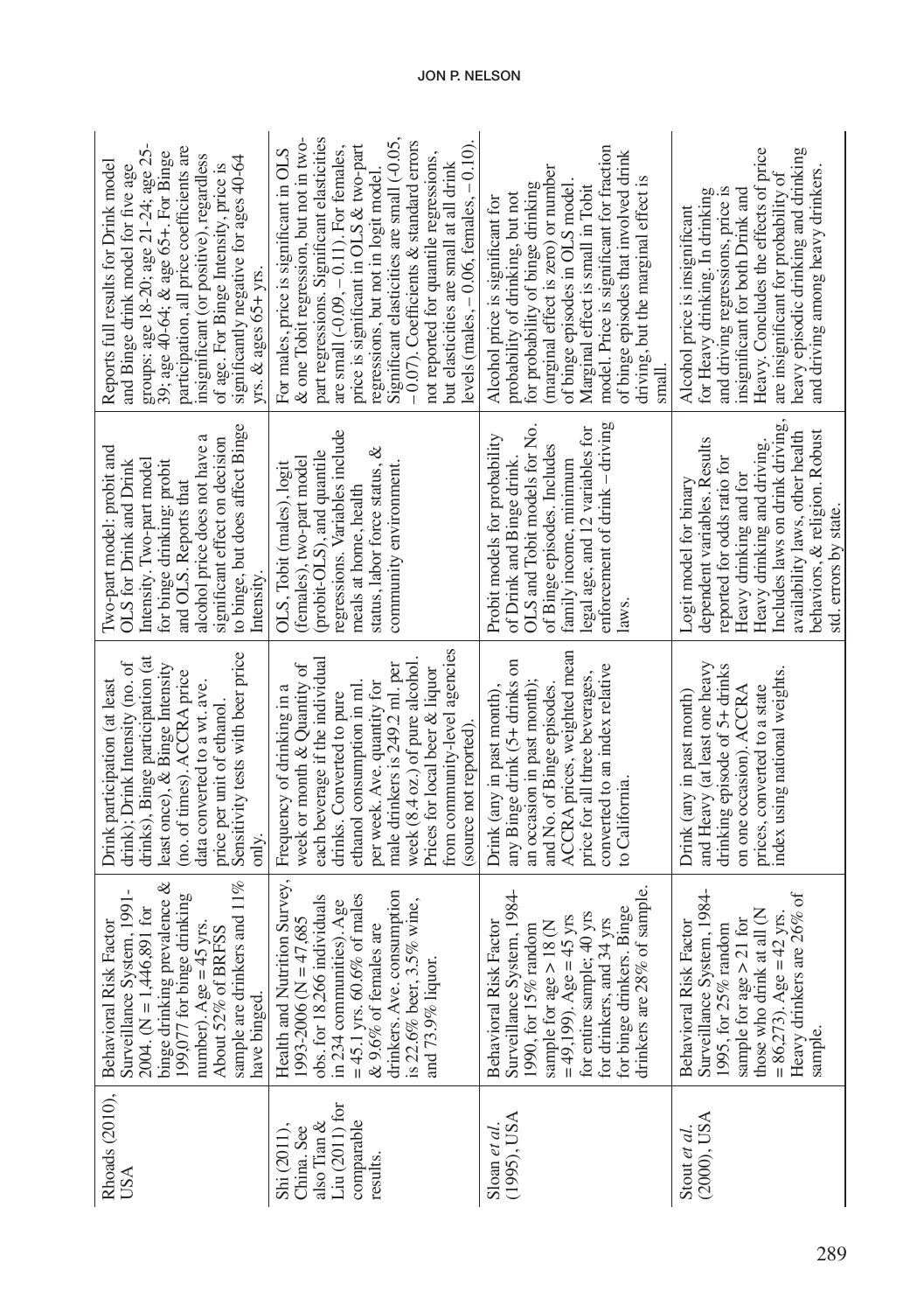| Rhoads (2010), USA | Behavioral Risk Factor Surveillance System, 1991-2004. (N = 1,446,891 for binge drinking prevalence & 199,077 for binge drinking number). Age = 45 yrs. About 52% of BRFSS sample are drinkers and 11% have binged. | Drink participation (at least drink); Drink Intensity (no. of drinks), Binge participation (at least once), & Binge Intensity (no. of times). ACCRA price data converted to a wt. ave. price per unit of ethanol. Sensitivity tests with beer price only. | Two-part model: probit and OLS for Drink and Drink Intensity. Two-part model for binge drinking: probit and OLS. Reports that alcohol price does not have a significant effect on decision to binge, but does affect Binge Intensity. | Reports full results for Drink model and Binge drink model for five age groups: age 18-20; age 21-24; age 25-39; age 40-64; & age 65+. For Binge participation, all price coefficients are insignificant (or positive), regardless of age. For Binge Intensity, price is significantly negative for ages 40-64 yrs. & ages 65+ yrs. |
|---|---|---|---|---|
| Shi (2011), China. See also Tian & Liu (2011) for comparable results. | Health and Nutrition Survey, 1993-2006 (N = 47,685 obs. for 18,266 individuals in 234 communities). Age = 45.1 yrs. 60.6% of males & 9.6% of females are drinkers. Ave. consumption is 22.6% beer, 3.5% wine, and 73.9% liquor. | Frequency of drinking in a week or month & Quantity of each beverage if the individual drinks. Converted to pure ethanol consumption in ml. per week. Ave. quantity for male drinkers is 249.2 ml. per week (8.4 oz.) of pure alcohol. Prices for local beer & liquor from community-level agencies (source not reported). | OLS, Tobit (males), logit (females), two-part model (probit-OLS), and quantile regressions. Variables include meals at home, health status, labor force status, & community environment. | For males, price is significant in OLS & one Tobit regression, but not in two-part regressions. Significant elasticities are small (-0.09, – 0.11). For females, price is significant in OLS & two-part regressions, but not in logit model. Significant elasticities are small (-0.05, – 0.07). Coefficients & standard errors not reported for quantile regressions, but elasticities are small at all drink levels (males, – 0.06, females, – 0.10). |
| Sloan *et al.* (1995), USA | Behavioral Risk Factor Surveillance System, 1984-1990, for 15% random sample for age > 18 (N = 49,199). Age = 45 yrs for entire sample; 40 yrs for drinkers, and 34 yrs for binge drinkers. Binge drinkers are 28% of sample. | Drink (any in past month), any Binge drink (5+ drinks on an occasion in past month); and No. of Binge episodes. ACCRA prices, weighted mean price for all three beverages, converted to an index relative to California. | Probit models for probability of Drink and Binge drink. OLS and Tobit models for No. of Binge episodes. Includes family income, minimum legal age, and 12 variables for enforcement of drink – driving laws. | Alcohol price is significant for probability of drinking, but not for probability of binge drinking (marginal effect is zero) or number of binge episodes in OLS model. Marginal effect is small in Tobit model. Price is significant for fraction of binge episodes that involved drink driving, but the marginal effect is small. |
| Stout *et al.* (2000), USA | Behavioral Risk Factor Surveillance System, 1984-1995, for 25% random sample for age > 21 for those who drink at all (N = 86,273). Age = 42 yrs. Heavy drinkers are 26% of sample. | Drink (any in past month) and Heavy (at least one heavy drinking episode of 5+ drinks on one occasion). ACCRA prices, converted to a state index using national weights. | Logit model for binary dependent variables. Results reported for odds ratio for Heavy drinking and for Heavy drinking and driving. Includes laws on drink driving, availability laws, other health behaviors, & religion. Robust std. errors by state. | Alcohol price is insignificant for Heavy drinking. In drinking and driving regressions, price is insignificant for both Drink and Heavy. Concludes the effects of price are insignificant for probability of heavy episodic drinking and drinking and driving among heavy drinkers. |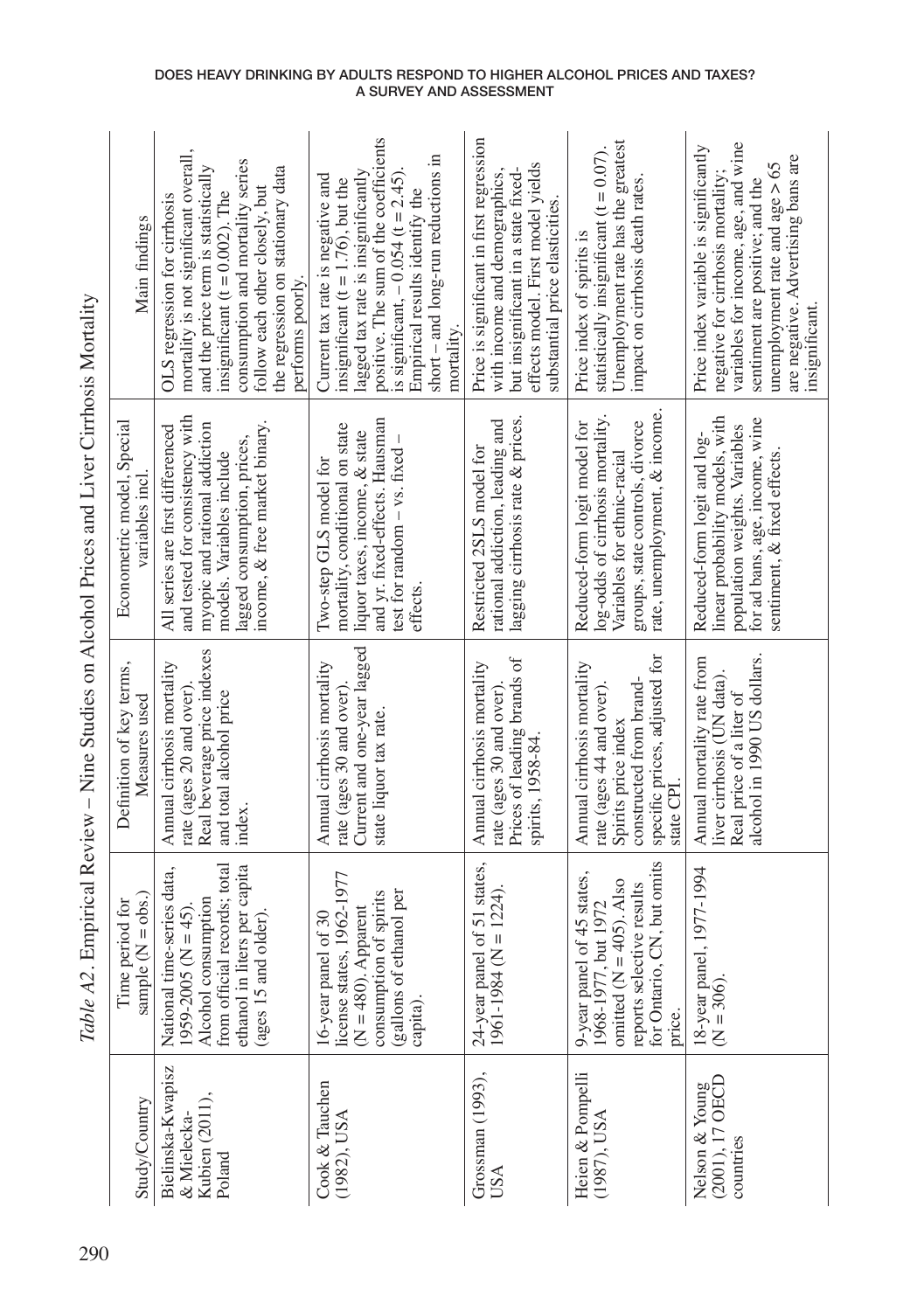*Table A2.* Empirical Review – Nine Studies on Alcohol Prices and Liver Cirrhosis Mortality

| Study/Country | Time period for sample (N = obs.) | Definition of key terms, Measures used | Econometric model, Special variables incl. | Main findings |
|---|---|---|---|---|
| Bielinska-Kwapisz & Mielecka-Kubien (2011), Poland | National time-series data, 1959-2005 (N = 45). Alcohol consumption from official records; total ethanol in liters per capita (ages 15 and older). | Annual cirrhosis mortality rate (ages 20 and over). Real beverage price indexes and total alcohol price index. | All series are first differenced and tested for consistency with myopic and rational addiction models. Variables include lagged consumption, prices, income, & free market binary. | OLS regression for cirrhosis mortality is not significant overall, and the price term is statistically insignificant (t = 0.002). The consumption and mortality series follow each other closely, but the regression on stationary data performs poorly. |
| Cook & Tauchen (1982), USA | 16-year panel of 30 license states, 1962-1977 (N = 480). Apparent consumption of spirits (gallons of ethanol per capita). | Annual cirrhosis mortality rate (ages 30 and over). Current and one-year lagged state liquor tax rate. | Two-step GLS model for mortality, conditional on state liquor taxes, income, & state and yr. fixed-effects. Hausman test for random – vs. fixed – effects. | Current tax rate is negative and insignificant (t = 1.76), but the lagged tax rate is insignificantly positive. The sum of the coefficients is significant, – 0.054 (t = 2.45). Empirical results identify the short – and long-run reductions in mortality. |
| Grossman (1993), USA | 24-year panel of 51 states, 1961-1984 (N = 1224). | Annual cirrhosis mortality rate (ages 30 and over). Prices of leading brands of spirits, 1958-84. | Restricted 2SLS model for rational addiction, leading and lagging cirrhosis rate & prices. | Price is significant in first regression with income and demographics, but insignificant in a state fixed-effects model. First model yields substantial price elasticities. |
| Heien & Pompelli (1987), USA | 9-year panel of 45 states, 1968-1977, but 1972 omitted (N = 405). Also reports selective results for Ontario, CN, but omits price. | Annual cirrhosis mortality rate (ages 44 and over). Spirits price index constructed from brand-specific prices, adjusted for state CPI. | Reduced-form logit model for log-odds of cirrhosis mortality. Variables for ethnic-racial groups, state controls, divorce rate, unemployment, & income. | Price index of spirits is statistically insignificant (t = 0.07). Unemployment rate has the greatest impact on cirrhosis death rates. |
| Nelson & Young (2001), 17 OECD countries | 18-year panel, 1977-1994 (N = 306). | Annual mortality rate from liver cirrhosis (UN data). Real price of a liter of alcohol in 1990 US dollars. | Reduced-form logit and log-linear probability models, with population weights. Variables for ad bans, age, income, wine sentiment, & fixed effects. | Price index variable is significantly negative for cirrhosis mortality; variables for income, age, and wine sentiment are positive; and the unemployment rate and age > 65 are negative. Advertising bans are insignificant. |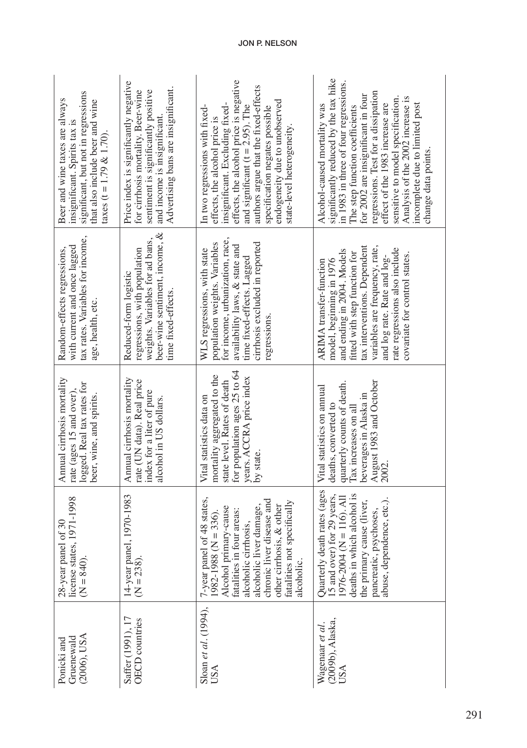| | | | | |
|---|---|---|---|---|
| Ponicki and Gruenewald (2006), USA | 28-year panel of 30 license states, 1971-1998 (N = 840). | Annual cirrhosis mortality rate (ages 15 and over), logged. Real tax rates for beer, wine, and spirits. | Random-effects regressions, with current and once lagged tax rates. Variables for income, age, health, etc. | Beer and wine taxes are always insignificant. Spirits tax is significant, but not in regressions that also include beer and wine taxes (t = 1.79 & 1.70). |
| Saffer (1991), 17 OECD countries | 14-year panel, 1970-1983 (N = 238). | Annual cirrhosis mortality rate (UN data). Real price index for a liter of pure alcohol in US dollars. | Reduced-form logistic regressions, with population weights. Variables for ad bans, beer-wine sentiment, income, & time fixed-effects. | Price index is significantly negative for cirrhosis mortality. Beer-wine sentiment is significantly positive and income is insignificant. Advertising bans are insignificant. |
| Sloan *et al*. (1994), USA | 7-year panel of 48 states, 1982-1988 (N = 336). Alcohol primary-cause fatalities in four areas: alcoholic cirrhosis, alcoholic liver damage, chronic liver disease and other cirrhosis, & other fatalities not specifically alcoholic. | Vital statistics data on mortality aggregated to the state level. Rates of death for population ages 25 to 64 years. ACCRA price index by state. | WLS regressions, with state population weights. Variables for income, urbanization, race, availability laws, & state and time fixed-effects. Lagged cirrhosis excluded in reported regressions. | In two regressions with fixed-effects, the alcohol price is insignificant. Excluding fixed-effects, the alcohol price is negative and significant (t = 2.95). The authors argue that the fixed-effects specification negates possible endogeneity due to unobserved state-level heterogeneity. |
| Wagenaar *et al*. (2009b), Alaska, USA | Quarterly death rates (ages 15 and over) for 29 years, 1976-2004 (N = 116). All deaths in which alcohol is the primary cause (liver, pancreatic, psychoses, abuse, dependence, etc.). | Vital statistics on annual deaths, converted to quarterly counts of death. Tax increases on all beverages in Alaska in August 1983 and October 2002. | ARIMA transfer-function model, beginning in 1976 and ending in 2004. Models fitted with step function for tax interventions. Dependent variables are frequency, rate, and log rate. Rate and log-rate regressions also include covariate for control states. | Alcohol-caused mortality was significantly reduced by the tax hike in 1983 in three of four regressions. The step function coefficients for 2002 are insignificant in four regressions. Test for a dissipation effect of the 1983 increase are sensitive to model specification. Analysis of the 2002 increase is incomplete due to limited post change data points. |